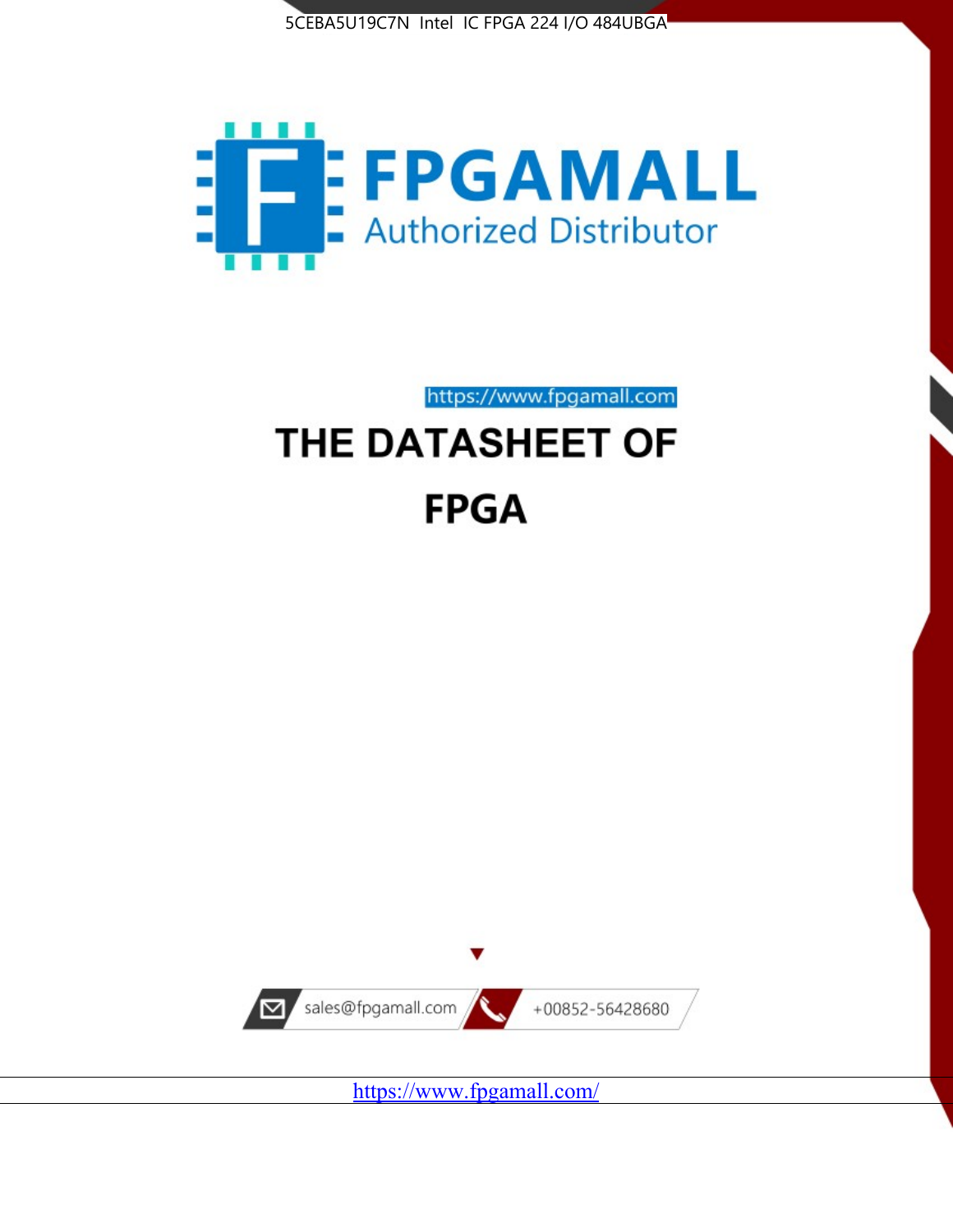5CEBA5U19C7N Intel IC FPGA 224 I/O 484UBGA

FPGAMALL

Authorized Distributor

https://www.fpgamall.com

# THE DATASHEET OF

# FPGA

sales@fpgamall.com

+00852-56428680

https://www.fpgamall.com/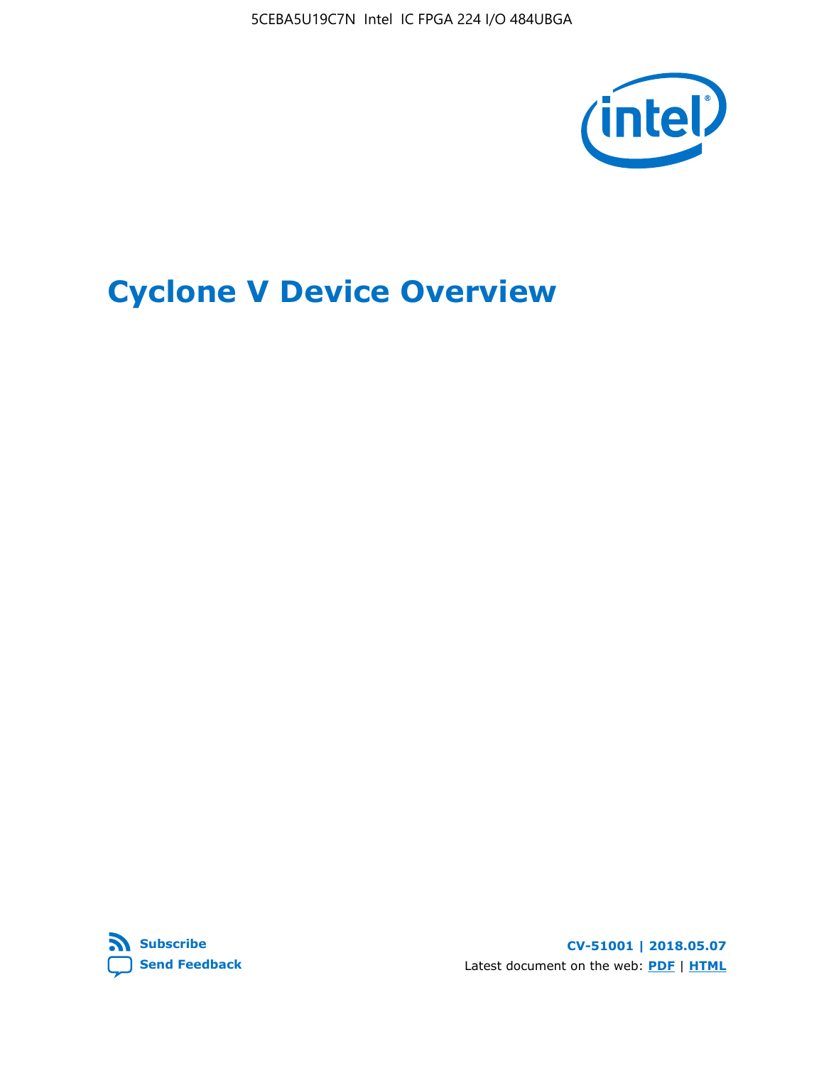# Cyclone V Device Overview

Subscribe

Send Feedback

CV-51001 | 2018.05.07

Latest document on the web: PDF | HTML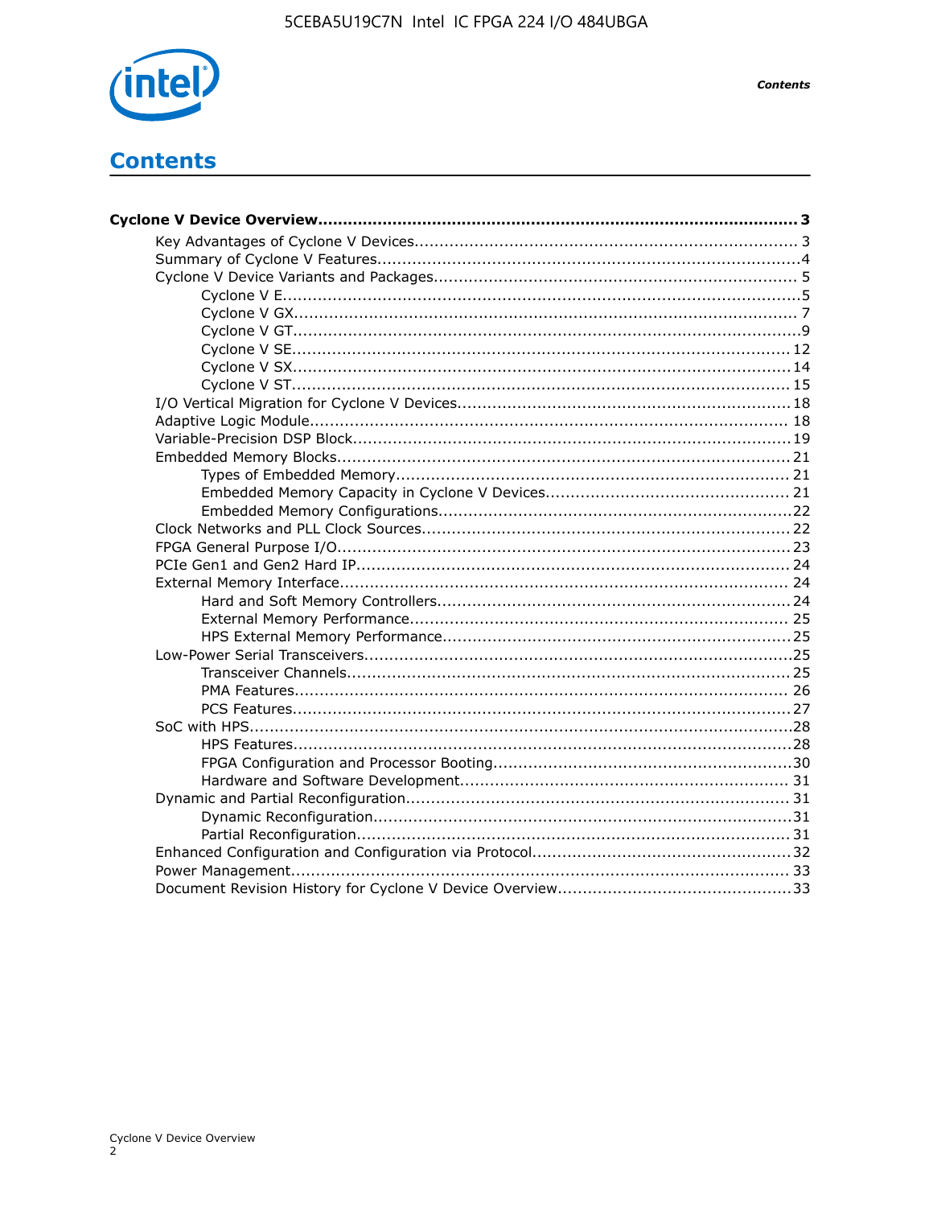# Contents

**Cyclone V Device Overview................................................................................................ 3**

- Key Advantages of Cyclone V Devices............................................................................ 3
- Summary of Cyclone V Features....................................................................................4
- Cyclone V Device Variants and Packages........................................................................ 5
    - Cyclone V E.......................................................................................................5
    - Cyclone V GX.................................................................................................... 7
    - Cyclone V GT.....................................................................................................9
    - Cyclone V SE................................................................................................... 12
    - Cyclone V SX................................................................................................... 14
    - Cyclone V ST................................................................................................... 15
- I/O Vertical Migration for Cyclone V Devices...................................................................18
- Adaptive Logic Module................................................................................................ 18
- Variable-Precision DSP Block.......................................................................................19
- Embedded Memory Blocks.......................................................................................... 21
    - Types of Embedded Memory.............................................................................. 21
    - Embedded Memory Capacity in Cyclone V Devices................................................. 21
    - Embedded Memory Configurations......................................................................22
- Clock Networks and PLL Clock Sources......................................................................... 22
- FPGA General Purpose I/O.......................................................................................... 23
- PCIe Gen1 and Gen2 Hard IP...................................................................................... 24
- External Memory Interface......................................................................................... 24
    - Hard and Soft Memory Controllers......................................................................24
    - External Memory Performance........................................................................... 25
    - HPS External Memory Performance.....................................................................25
- Low-Power Serial Transceivers.....................................................................................25
    - Transceiver Channels........................................................................................25
    - PMA Features.................................................................................................. 26
    - PCS Features...................................................................................................27
- SoC with HPS............................................................................................................28
    - HPS Features...................................................................................................28
    - FPGA Configuration and Processor Booting...........................................................30
    - Hardware and Software Development................................................................. 31
- Dynamic and Partial Reconfiguration............................................................................ 31
    - Dynamic Reconfiguration...................................................................................31
    - Partial Reconfiguration......................................................................................31
- Enhanced Configuration and Configuration via Protocol...................................................32
- Power Management................................................................................................... 33
- Document Revision History for Cyclone V Device Overview...............................................33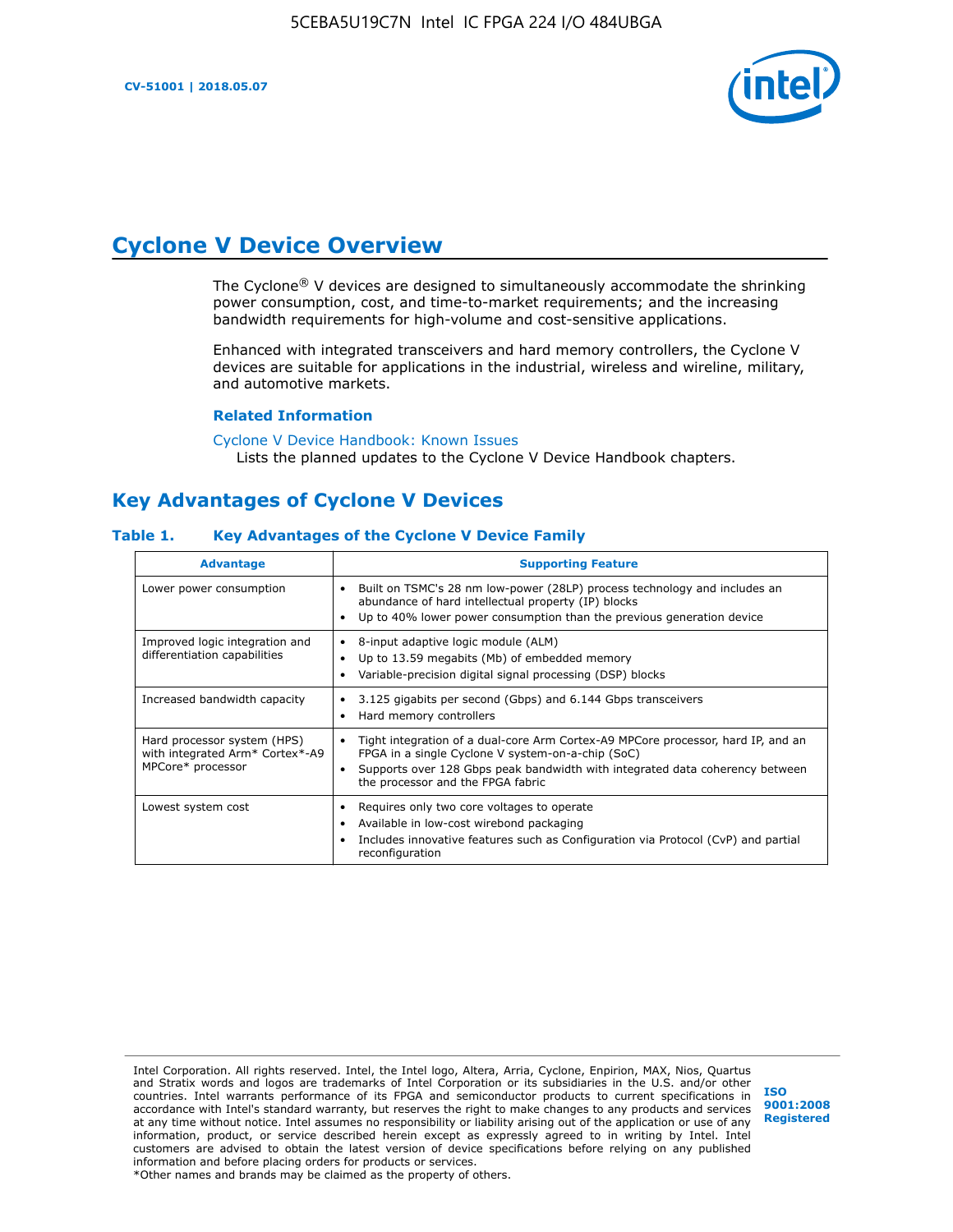# Cyclone V Device Overview

The Cyclone® V devices are designed to simultaneously accommodate the shrinking power consumption, cost, and time-to-market requirements; and the increasing bandwidth requirements for high-volume and cost-sensitive applications.

Enhanced with integrated transceivers and hard memory controllers, the Cyclone V devices are suitable for applications in the industrial, wireless and wireline, military, and automotive markets.

### Related Information

Cyclone V Device Handbook: Known Issues
Lists the planned updates to the Cyclone V Device Handbook chapters.

## Key Advantages of Cyclone V Devices

**Table 1. Key Advantages of the Cyclone V Device Family**

| Advantage | Supporting Feature |
| --- | --- |
| Lower power consumption | • Built on TSMC's 28 nm low-power (28LP) process technology and includes an abundance of hard intellectual property (IP) blocks<br>• Up to 40% lower power consumption than the previous generation device |
| Improved logic integration and differentiation capabilities | • 8-input adaptive logic module (ALM)<br>• Up to 13.59 megabits (Mb) of embedded memory<br>• Variable-precision digital signal processing (DSP) blocks |
| Increased bandwidth capacity | • 3.125 gigabits per second (Gbps) and 6.144 Gbps transceivers<br>• Hard memory controllers |
| Hard processor system (HPS) with integrated Arm* Cortex*-A9 MPCore* processor | • Tight integration of a dual-core Arm Cortex-A9 MPCore processor, hard IP, and an FPGA in a single Cyclone V system-on-a-chip (SoC)<br>• Supports over 128 Gbps peak bandwidth with integrated data coherency between the processor and the FPGA fabric |
| Lowest system cost | • Requires only two core voltages to operate<br>• Available in low-cost wirebond packaging<br>• Includes innovative features such as Configuration via Protocol (CvP) and partial reconfiguration |

Intel Corporation. All rights reserved. Intel, the Intel logo, Altera, Arria, Cyclone, Enpirion, MAX, Nios, Quartus and Stratix words and logos are trademarks of Intel Corporation or its subsidiaries in the U.S. and/or other countries. Intel warrants performance of its FPGA and semiconductor products to current specifications in accordance with Intel's standard warranty, but reserves the right to make changes to any products and services at any time without notice. Intel assumes no responsibility or liability arising out of the application or use of any information, product, or service described herein except as expressly agreed to in writing by Intel. Intel customers are advised to obtain the latest version of device specifications before relying on any published information and before placing orders for products or services.
*Other names and brands may be claimed as the property of others.

ISO 9001:2008 Registered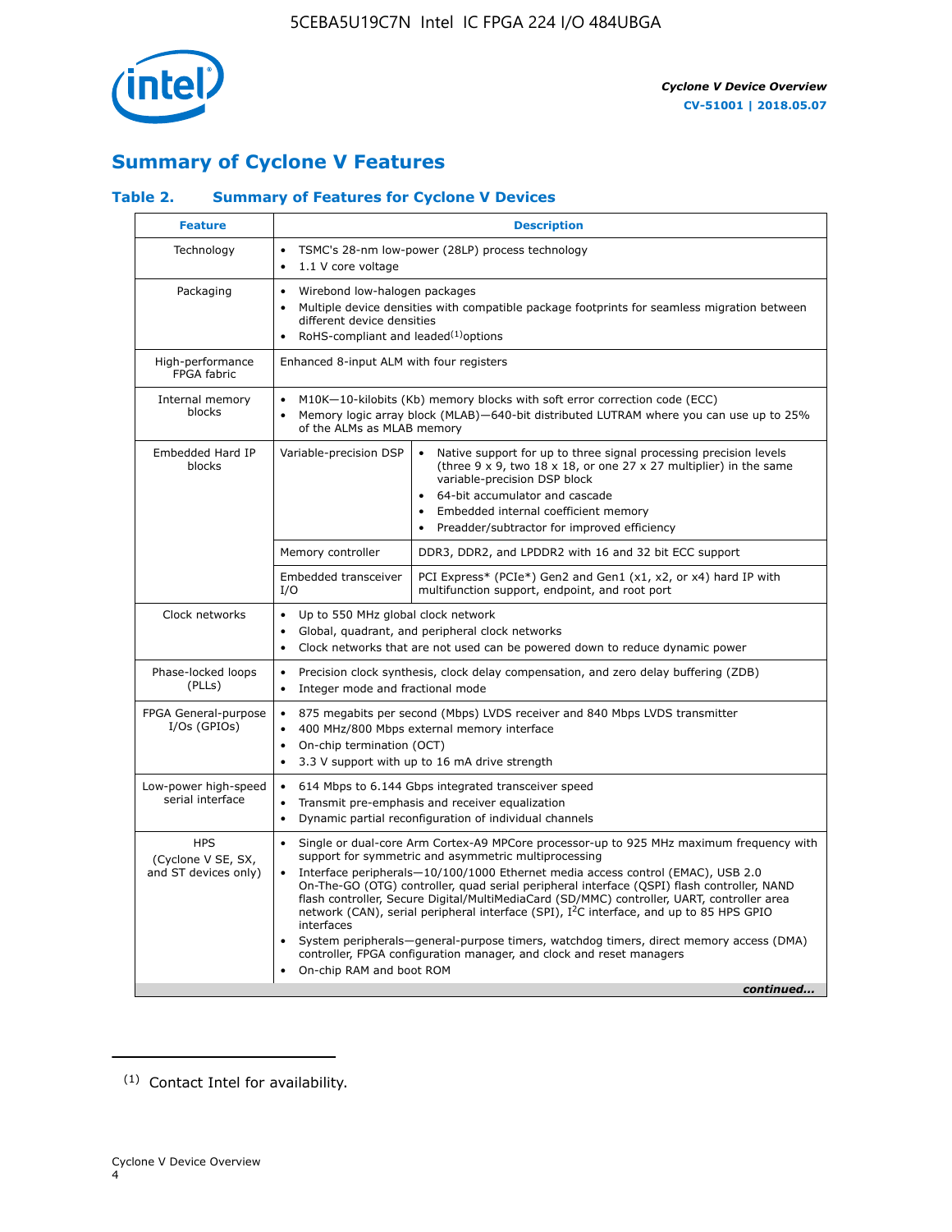## Summary of Cyclone V Features

### Table 2. Summary of Features for Cycl­one V Devices

| Feature | Description | |
|---|---|---|
| Technology | • TSMC's 28-nm low-power (28LP) process technology<br>• 1.1 V core voltage | |
| Packaging | • Wirebond low-halogen packages<br>• Multiple device densities with compatible package footprints for seamless migration between different device densities<br>• RoHS-compliant and leaded[(1)] options | |
| High-performance FPGA fabric | Enhanced 8-input ALM with four registers | |
| Internal memory blocks | • M10K—10-kilobits (Kb) memory blocks with soft error correction code (ECC)<br>• Memory logic array block (MLAB)—640-bit distributed LUTRAM where you can use up to 25% of the ALMs as MLAB memory | |
| Embedded Hard IP blocks | Variable-precision DSP | • Native support for up to three signal processing precision levels (three 9 x 9, two 18 x 18, or one 27 x 27 multiplier) in the same variable-precision DSP block<br>• 64-bit accumulator and cascade<br>• Embedded internal coefficient memory<br>• Preadder/subtractor for improved efficiency |
| | Memory controller | DDR3, DDR2, and LPDDR2 with 16 and 32 bit ECC support |
| | Embedded transceiver I/O | PCI Express* (PCIe*) Gen2 and Gen1 (x1, x2, or x4) hard IP with multifunction support, endpoint, and root port |
| Clock networks | • Up to 550 MHz global clock network<br>• Global, quadrant, and peripheral clock networks<br>• Clock networks that are not used can be powered down to reduce dynamic power | |
| Phase-locked loops (PLLs) | • Precision clock synthesis, clock delay compensation, and zero delay buffering (ZDB)<br>• Integer mode and fractional mode | |
| FPGA General-purpose I/Os (GPIOs) | • 875 megabits per second (Mbps) LVDS receiver and 840 Mbps LVDS transmitter<br>• 400 MHz/800 Mbps external memory interface<br>• On-chip termination (OCT)<br>• 3.3 V support with up to 16 mA drive strength | |
| Low-power high-speed serial interface | • 614 Mbps to 6.144 Gbps integrated transceiver speed<br>• Transmit pre-emphasis and receiver equalization<br>• Dynamic partial reconfiguration of individual channels | |
| HPS (Cyclone V SE, SX, and ST devices only) | • Single or dual-core Arm Cortex-A9 MPCore processor-up to 925 MHz maximum frequency with support for symmetric and asymmetric multiprocessing<br>• Interface peripherals—10/100/1000 Ethernet media access control (EMAC), USB 2.0 On-The-GO (OTG) controller, quad serial peripheral interface (QSPI) flash controller, NAND flash controller, Secure Digital/MultiMediaCard (SD/MMC) controller, UART, controller area network (CAN), serial peripheral interface (SPI), I$^2$C interface, and up to 85 HPS GPIO interfaces<br>• System peripherals—general-purpose timers, watchdog timers, direct memory access (DMA) controller, FPGA configuration manager, and clock and reset managers<br>• On-chip RAM and boot ROM | |

*continued...*

(1) Contact Intel for availability.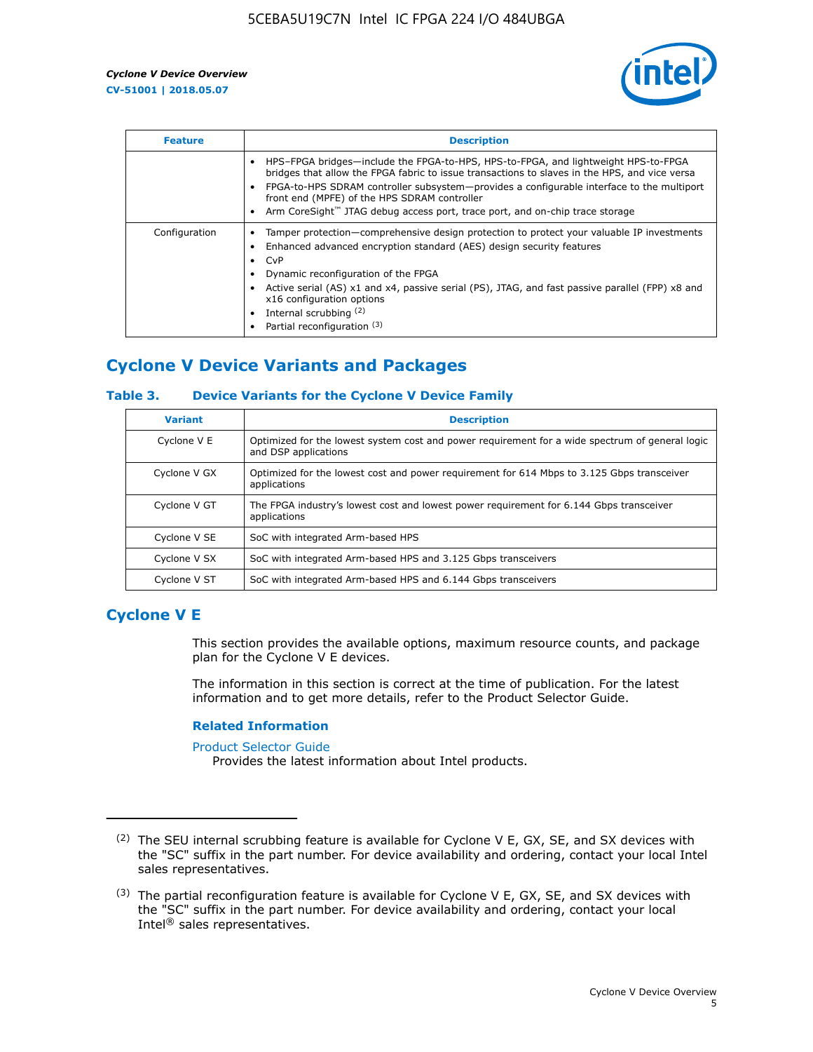| Feature | Description |
| --- | --- |
| | • HPS–FPGA bridges—include the FPGA-to-HPS, HPS-to-FPGA, and lightweight HPS-to-FPGA bridges that allow the FPGA fabric to issue transactions to slaves in the HPS, and vice versa<br>• FPGA-to-HPS SDRAM controller subsystem—provides a configurable interface to the multiport front end (MPFE) of the HPS SDRAM controller<br>• Arm CoreSight™ JTAG debug access port, trace port, and on-chip trace storage |
| Configuration | • Tamper protection—comprehensive design protection to protect your valuable IP investments<br>• Enhanced advanced encryption standard (AES) design security features<br>• CvP<br>• Dynamic reconfiguration of the FPGA<br>• Active serial (AS) x1 and x4, passive serial (PS), JTAG, and fast passive parallel (FPP) x8 and x16 configuration options<br>• Internal scrubbing [(2)]<br>• Partial reconfiguration [(3)] |

## Cyclone V Device Variants and Packages

### Table 3. Device Variants for the Cyclone V Device Family

| Variant | Description |
| --- | --- |
| Cyclone V E | Optimized for the lowest system cost and power requirement for a wide spectrum of general logic and DSP applications |
| Cyclone V GX | Optimized for the lowest cost and power requirement for 614 Mbps to 3.125 Gbps transceiver applications |
| Cyclone V GT | The FPGA industry's lowest cost and lowest power requirement for 6.144 Gbps transceiver applications |
| Cyclone V SE | SoC with integrated Arm-based HPS |
| Cyclone V SX | SoC with integrated Arm-based HPS and 3.125 Gbps transceivers |
| Cyclone V ST | SoC with integrated Arm-based HPS and 6.144 Gbps transceivers |

## Cyclone V E

This section provides the available options, maximum resource counts, and package plan for the Cyclone V E devices.

The information in this section is correct at the time of publication. For the latest information and to get more details, refer to the Product Selector Guide.

#### Related Information

Product Selector Guide
Provides the latest information about Intel products.

---

(2) The SEU internal scrubbing feature is available for Cyclone V E, GX, SE, and SX devices with the "SC" suffix in the part number. For device availability and ordering, contact your local Intel sales representatives.

(3) The partial reconfiguration feature is available for Cyclone V E, GX, SE, and SX devices with the "SC" suffix in the part number. For device availability and ordering, contact your local Intel® sales representatives.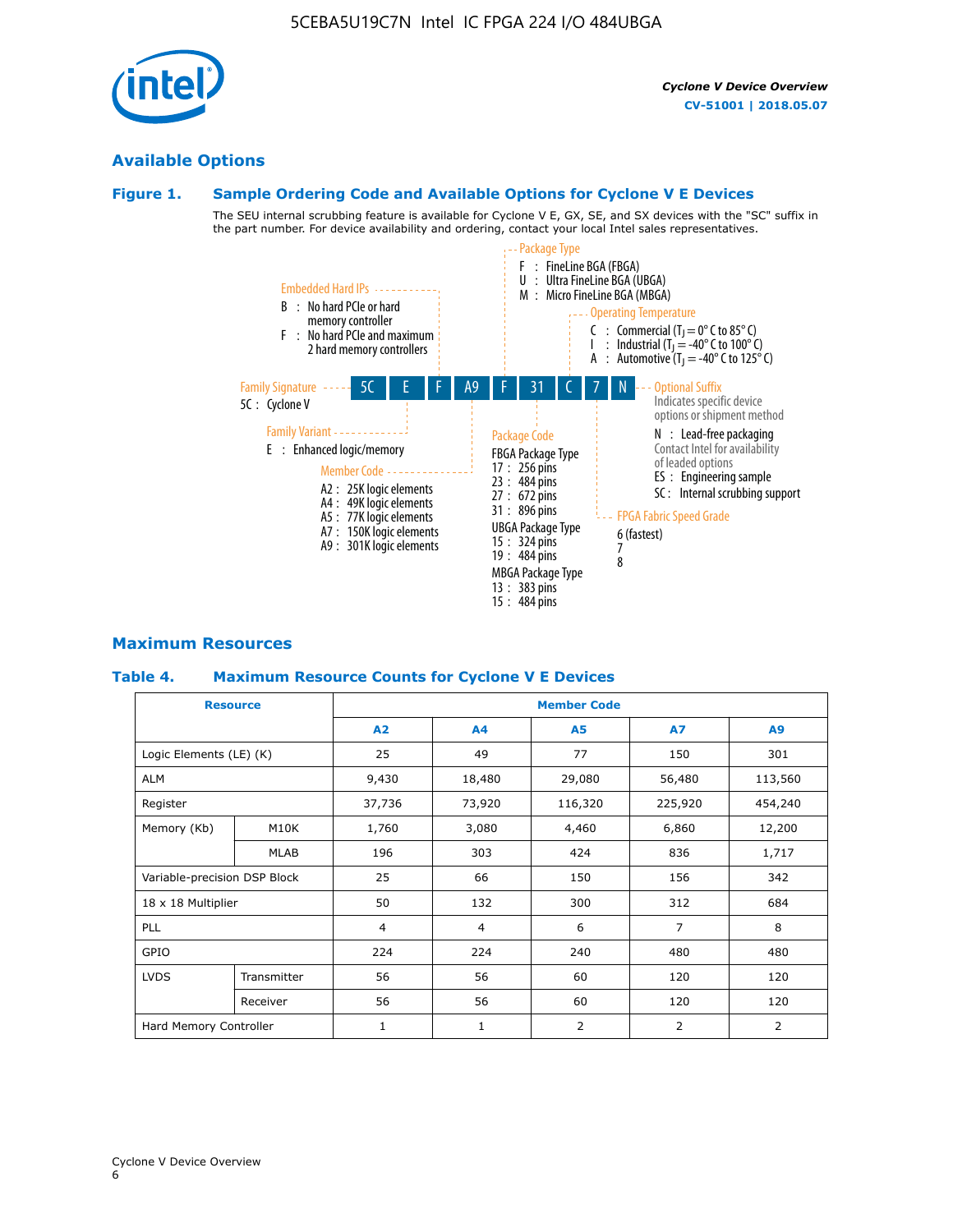## Available Options

### Figure 1. Sample Ordering Code and Available Options for Cyclone V E Devices

The SEU internal scrubbing feature is available for Cyclone V E, GX, SE, and SX devices with the "SC" suffix in the part number. For device availability and ordering, contact your local Intel sales representatives.

**5C E F A9 F 31 C 7 N**

- **Family Signature**
  - 5C : Cyclone V
- **Family Variant**
  - E : Enhanced logic/memory
- **Embedded Hard IPs**
  - B : No hard PCIe or hard memory controller
  - F : No hard PCIe and maximum 2 hard memory controllers
- **Member Code**
  - A2 : 25K logic elements
  - A4 : 49K logic elements
  - A5 : 77K logic elements
  - A7 : 150K logic elements
  - A9 : 301K logic elements
- **Package Type**
  - F : FineLine BGA (FBGA)
  - U : Ultra FineLine BGA (UBGA)
  - M : Micro FineLine BGA (MBGA)
- **Package Code**
  - FBGA Package Type
    - 17 : 256 pins
    - 23 : 484 pins
    - 27 : 672 pins
    - 31 : 896 pins
  - UBGA Package Type
    - 15 : 324 pins
    - 19 : 484 pins
  - MBGA Package Type
    - 13 : 383 pins
    - 15 : 484 pins
- **Operating Temperature**
  - C : Commercial ($T_J$ = 0° C to 85° C)
  - I : Industrial ($T_J$ = -40° C to 100° C)
  - A : Automotive ($T_J$ = -40° C to 125° C)
- **FPGA Fabric Speed Grade**
  - 6 (fastest)
  - 7
  - 8
- **Optional Suffix**
  - Indicates specific device options or shipment method
  - N : Lead-free packaging
  - Contact Intel for availability of leaded options
  - ES : Engineering sample
  - SC : Internal scrubbing support

## Maximum Resources

### Table 4. Maximum Resource Counts for Cyclone V E Devices

| Resource | | Member Code | | | | |
|---|---|---|---|---|---|---|
| | | A2 | A4 | A5 | A7 | A9 |
| Logic Elements (LE) (K) | | 25 | 49 | 77 | 150 | 301 |
| ALM | | 9,430 | 18,480 | 29,080 | 56,480 | 113,560 |
| Register | | 37,736 | 73,920 | 116,320 | 225,920 | 454,240 |
| Memory (Kb) | M10K | 1,760 | 3,080 | 4,460 | 6,860 | 12,200 |
| | MLAB | 196 | 303 | 424 | 836 | 1,717 |
| Variable-precision DSP Block | | 25 | 66 | 150 | 156 | 342 |
| 18 x 18 Multiplier | | 50 | 132 | 300 | 312 | 684 |
| PLL | | 4 | 4 | 6 | 7 | 8 |
| GPIO | | 224 | 224 | 240 | 480 | 480 |
| LVDS | Transmitter | 56 | 56 | 60 | 120 | 120 |
| | Receiver | 56 | 56 | 60 | 120 | 120 |
| Hard Memory Controller | | 1 | 1 | 2 | 2 | 2 |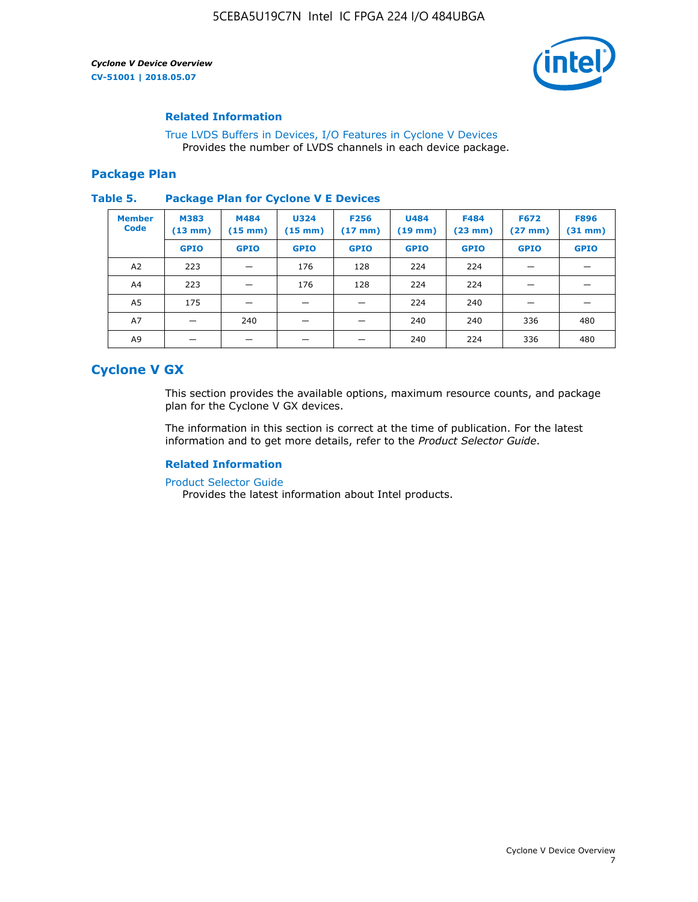#### Related Information

True LVDS Buffers in Devices, I/O Features in Cyclone V Devices
Provides the number of LVDS channels in each device package.

### Package Plan

**Table 5. Package Plan for Cyclone V E Devices**

| Member Code | M383 (13 mm) | M484 (15 mm) | U324 (15 mm) | F256 (17 mm) | U484 (19 mm) | F484 (23 mm) | F672 (27 mm) | F896 (31 mm) |
|---|---|---|---|---|---|---|---|---|
| | GPIO | GPIO | GPIO | GPIO | GPIO | GPIO | GPIO | GPIO |
| A2 | 223 | — | 176 | 128 | 224 | 224 | — | — |
| A4 | 223 | — | 176 | 128 | 224 | 224 | — | — |
| A5 | 175 | — | — | — | 224 | 240 | — | — |
| A7 | — | 240 | — | — | 240 | 240 | 336 | 480 |
| A9 | — | — | — | — | 240 | 224 | 336 | 480 |

## Cyclone V GX

This section provides the available options, maximum resource counts, and package plan for the Cyclone V GX devices.

The information in this section is correct at the time of publication. For the latest information and to get more details, refer to the *Product Selector Guide*.

#### Related Information

Product Selector Guide
Provides the latest information about Intel products.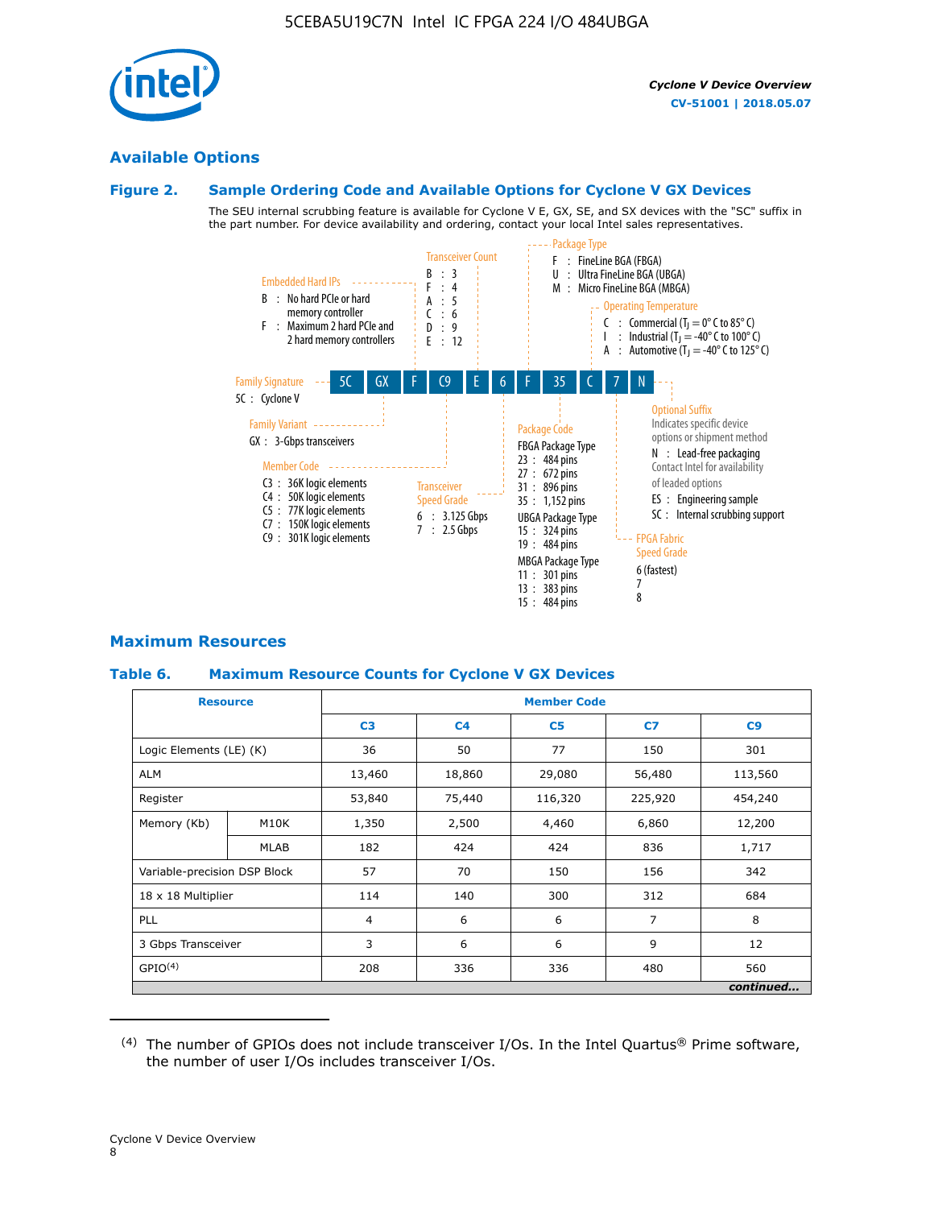## Available Options

### Figure 2. Sample Ordering Code and Available Options for Cyclone V GX Devices

The SEU internal scrubbing feature is available for Cyclone V E, GX, SE, and SX devices with the "SC" suffix in the part number. For device availability and ordering, contact your local Intel sales representatives.

Ordering code: 5C GX F C9 E 6 F 35 C 7 N

- **Family Signature**
  - 5C : Cyclone V
- **Family Variant**
  - GX : 3-Gbps transceivers
- **Embedded Hard IPs**
  - B : No hard PCIe or hard memory controller
  - F : Maximum 2 hard PCIe and 2 hard memory controllers
- **Member Code**
  - C3 : 36K logic elements
  - C4 : 50K logic elements
  - C5 : 77K logic elements
  - C7 : 150K logic elements
  - C9 : 301K logic elements
- **Transceiver Count**
  - B : 3
  - F : 4
  - A : 5
  - C : 6
  - D : 9
  - E : 12
- **Transceiver Speed Grade**
  - 6 : 3.125 Gbps
  - 7 : 2.5 Gbps
- **Package Type**
  - F : FineLine BGA (FBGA)
  - U : Ultra FineLine BGA (UBGA)
  - M : Micro FineLine BGA (MBGA)
- **Package Code**
  - FBGA Package Type
    - 23 : 484 pins
    - 27 : 672 pins
    - 31 : 896 pins
    - 35 : 1,152 pins
  - UBGA Package Type
    - 15 : 324 pins
    - 19 : 484 pins
  - MBGA Package Type
    - 11 : 301 pins
    - 13 : 383 pins
    - 15 : 484 pins
- **Operating Temperature**
  - C : Commercial ($T_J$ = 0° C to 85° C)
  - I : Industrial ($T_J$ = -40° C to 100° C)
  - A : Automotive ($T_J$ = -40° C to 125° C)
- **FPGA Fabric Speed Grade**
  - 6 (fastest)
  - 7
  - 8
- **Optional Suffix**
  - Indicates specific device options or shipment method
  - N : Lead-free packaging
  - Contact Intel for availability of leaded options
  - ES : Engineering sample
  - SC : Internal scrubbing support

## Maximum Resources

### Table 6. Maximum Resource Counts for Cyclone V GX Devices

| Resource | | Member Code | | | | |
|---|---|---|---|---|---|---|
| | | C3 | C4 | C5 | C7 | C9 |
| Logic Elements (LE) (K) | | 36 | 50 | 77 | 150 | 301 |
| ALM | | 13,460 | 18,860 | 29,080 | 56,480 | 113,560 |
| Register | | 53,840 | 75,440 | 116,320 | 225,920 | 454,240 |
| Memory (Kb) | M10K | 1,350 | 2,500 | 4,460 | 6,860 | 12,200 |
| | MLAB | 182 | 424 | 424 | 836 | 1,717 |
| Variable-precision DSP Block | | 57 | 70 | 150 | 156 | 342 |
| 18 x 18 Multiplier | | 114 | 140 | 300 | 312 | 684 |
| PLL | | 4 | 6 | 6 | 7 | 8 |
| 3 Gbps Transceiver | | 3 | 6 | 6 | 9 | 12 |
| GPIO[(4)] | | 208 | 336 | 336 | 480 | 560 |

*continued...*

(4) The number of GPIOs does not include transceiver I/Os. In the Intel Quartus® Prime software, the number of user I/Os includes transceiver I/Os.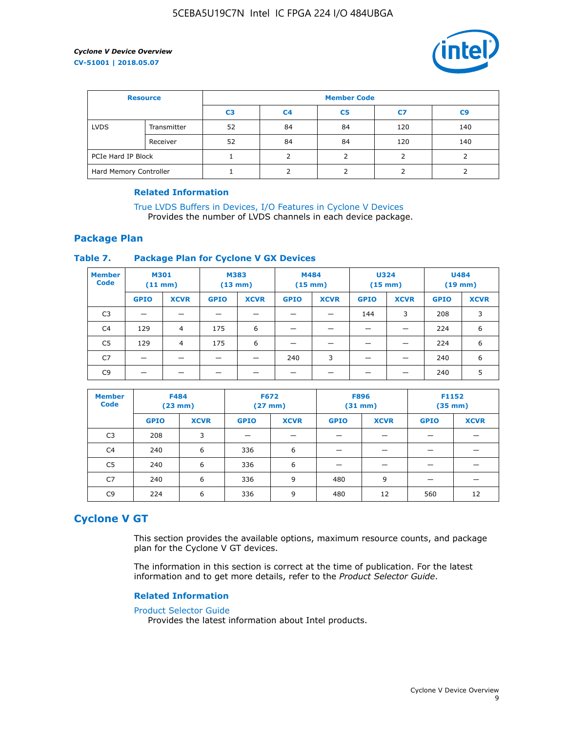| Resource | | Member Code | | | | |
|---|---|---|---|---|---|---|
| | | C3 | C4 | C5 | C7 | C9 |
| LVDS | Transmitter | 52 | 84 | 84 | 120 | 140 |
| | Receiver | 52 | 84 | 84 | 120 | 140 |
| PCIe Hard IP Block | | 1 | 2 | 2 | 2 | 2 |
| Hard Memory Controller | | 1 | 2 | 2 | 2 | 2 |

### Related Information

True LVDS Buffers in Devices, I/O Features in Cyclone V Devices
Provides the number of LVDS channels in each device package.

## Package Plan

### Table 7. Package Plan for Cyclone V GX Devices

| Member Code | M301 (11 mm) | | M383 (13 mm) | | M484 (15 mm) | | U324 (15 mm) | | U484 (19 mm) | |
|---|---|---|---|---|---|---|---|---|---|---|
| | GPIO | XCVR | GPIO | XCVR | GPIO | XCVR | GPIO | XCVR | GPIO | XCVR |
| C3 | — | — | — | — | — | — | 144 | 3 | 208 | 3 |
| C4 | 129 | 4 | 175 | 6 | — | — | — | — | 224 | 6 |
| C5 | 129 | 4 | 175 | 6 | — | — | — | — | 224 | 6 |
| C7 | — | — | — | — | 240 | 3 | — | — | 240 | 6 |
| C9 | — | — | — | — | — | — | — | — | 240 | 5 |

| Member Code | F484 (23 mm) | | F672 (27 mm) | | F896 (31 mm) | | F1152 (35 mm) | |
|---|---|---|---|---|---|---|---|---|
| | GPIO | XCVR | GPIO | XCVR | GPIO | XCVR | GPIO | XCVR |
| C3 | 208 | 3 | — | — | — | — | — | — |
| C4 | 240 | 6 | 336 | 6 | — | — | — | — |
| C5 | 240 | 6 | 336 | 6 | — | — | — | — |
| C7 | 240 | 6 | 336 | 9 | 480 | 9 | — | — |
| C9 | 224 | 6 | 336 | 9 | 480 | 12 | 560 | 12 |

## Cyclone V GT

This section provides the available options, maximum resource counts, and package plan for the Cyclone V GT devices.

The information in this section is correct at the time of publication. For the latest information and to get more details, refer to the *Product Selector Guide*.

### Related Information

Product Selector Guide
Provides the latest information about Intel products.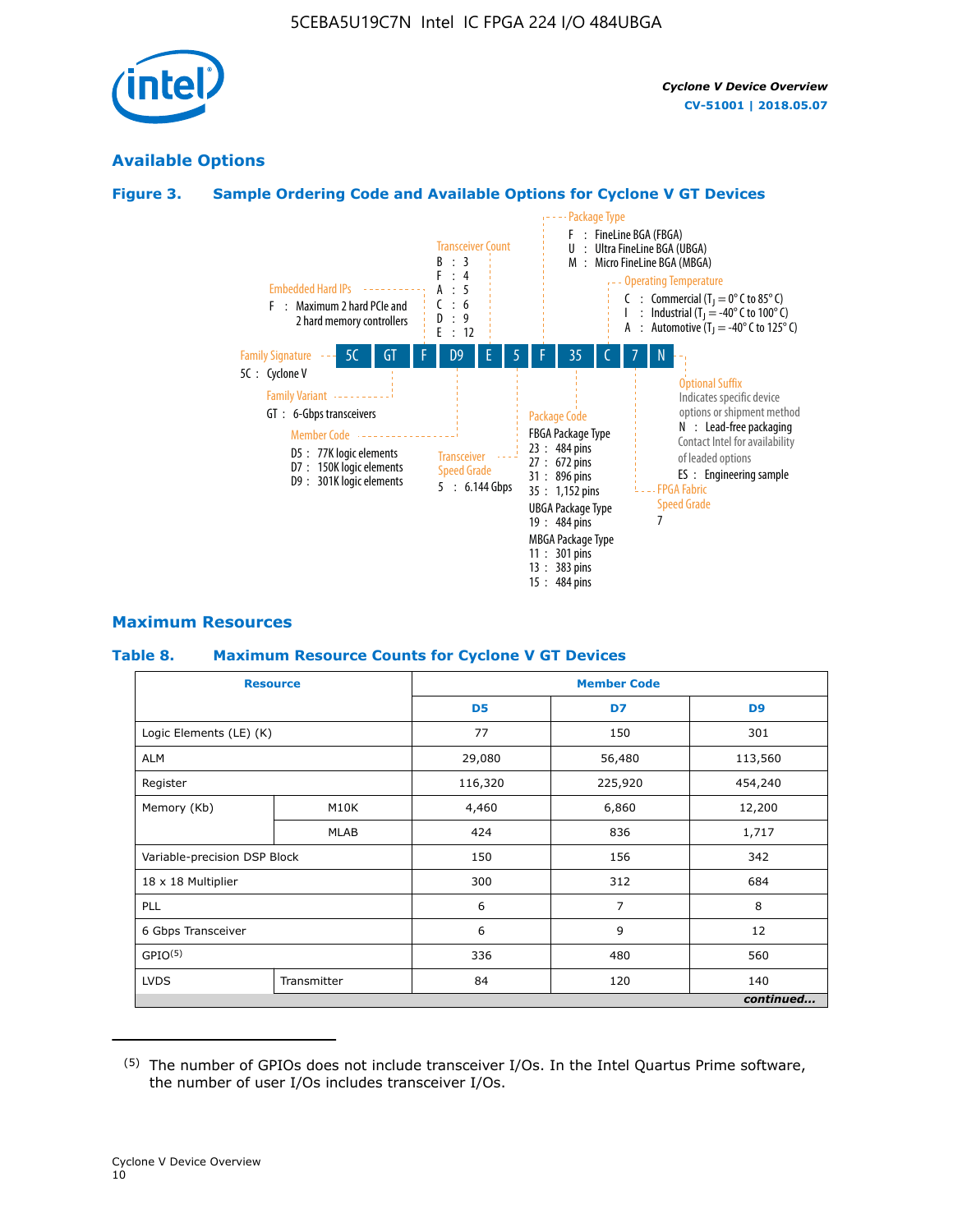## Available Options

### Figure 3. Sample Ordering Code and Available Options for Cyclone V GT Devices

Ordering code: 5C GT F D9 E 5 F 35 C 7 N

- **Family Signature**
  - 5C : Cyclone V
- **Family Variant**
  - GT : 6-Gbps transceivers
- **Embedded Hard IPs**
  - F : Maximum 2 hard PCIe and 2 hard memory controllers
- **Member Code**
  - D5 : 77K logic elements
  - D7 : 150K logic elements
  - D9 : 301K logic elements
- **Transceiver Count**
  - B : 3
  - F : 4
  - A : 5
  - C : 6
  - D : 9
  - E : 12
- **Transceiver Speed Grade**
  - 5 : 6.144 Gbps
- **Package Type**
  - F : FineLine BGA (FBGA)
  - U : Ultra FineLine BGA (UBGA)
  - M : Micro FineLine BGA (MBGA)
- **Package Code**
  - FBGA Package Type
    - 23 : 484 pins
    - 27 : 672 pins
    - 31 : 896 pins
    - 35 : 1,152 pins
  - UBGA Package Type
    - 19 : 484 pins
  - MBGA Package Type
    - 11 : 301 pins
    - 13 : 383 pins
    - 15 : 484 pins
- **Operating Temperature**
  - C : Commercial ($T_J$ = 0° C to 85° C)
  - I : Industrial ($T_J$ = -40° C to 100° C)
  - A : Automotive ($T_J$ = -40° C to 125° C)
- **FPGA Fabric Speed Grade**
  - 7
- **Optional Suffix**
  - Indicates specific device options or shipment method
  - N : Lead-free packaging
  - Contact Intel for availability of leaded options
  - ES : Engineering sample

## Maximum Resources

### Table 8. Maximum Resource Counts for Cyclone V GT Devices

| Resource | | Member Code | | |
|---|---|---|---|---|
| | | D5 | D7 | D9 |
| Logic Elements (LE) (K) | | 77 | 150 | 301 |
| ALM | | 29,080 | 56,480 | 113,560 |
| Register | | 116,320 | 225,920 | 454,240 |
| Memory (Kb) | M10K | 4,460 | 6,860 | 12,200 |
| | MLAB | 424 | 836 | 1,717 |
| Variable-precision DSP Block | | 150 | 156 | 342 |
| 18 x 18 Multiplier | | 300 | 312 | 684 |
| PLL | | 6 | 7 | 8 |
| 6 Gbps Transceiver | | 6 | 9 | 12 |
| GPIO[5] | | 336 | 480 | 560 |
| LVDS | Transmitter | 84 | 120 | 140 |

*continued...*

(5) The number of GPIOs does not include transceiver I/Os. In the Intel Quartus Prime software, the number of user I/Os includes transceiver I/Os.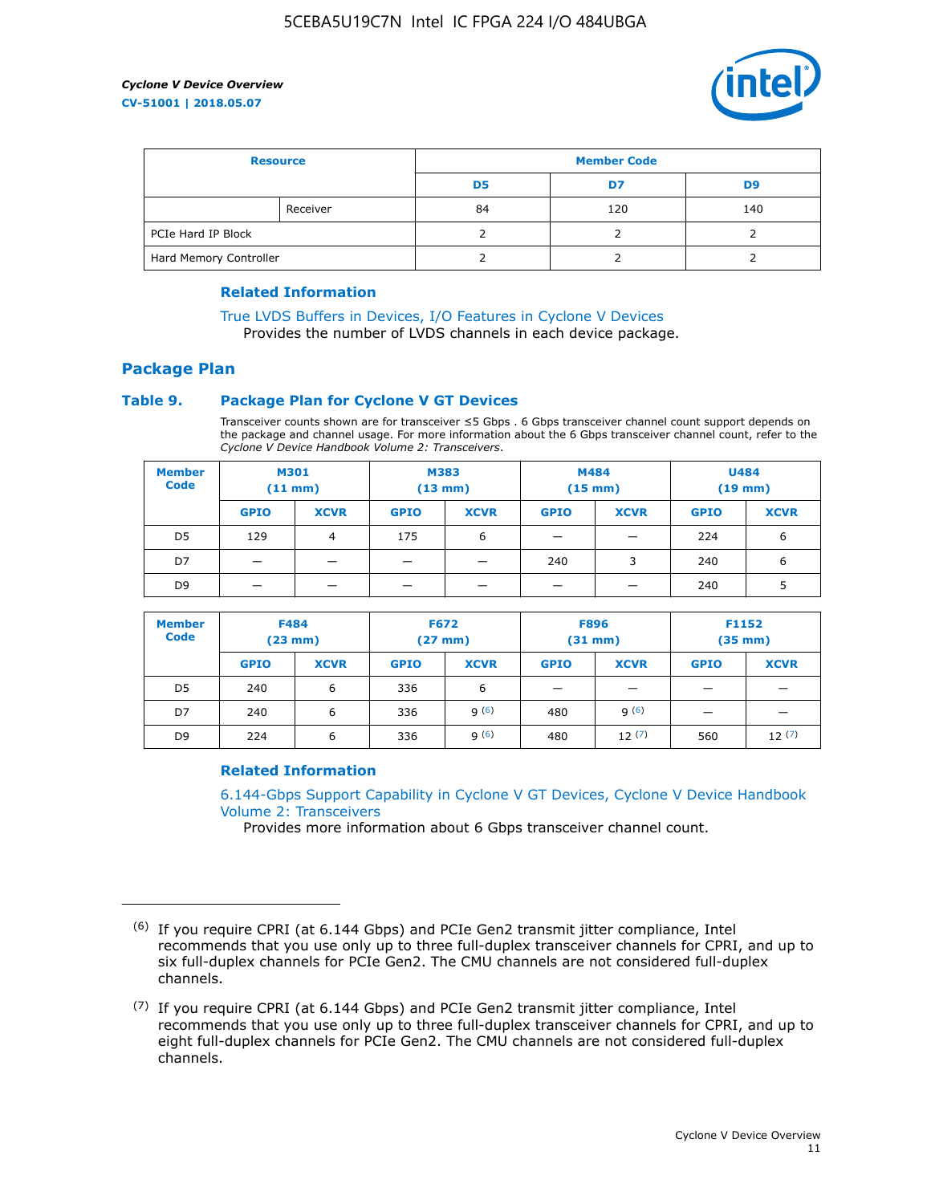| Resource | | Member Code | | |
|---|---|---|---|---|
| | | D5 | D7 | D9 |
| | Receiver | 84 | 120 | 140 |
| PCIe Hard IP Block | | 2 | 2 | 2 |
| Hard Memory Controller | | 2 | 2 | 2 |

### Related Information

True LVDS Buffers in Devices, I/O Features in Cyclone V Devices
Provides the number of LVDS channels in each device package.

## Package Plan

### Table 9. Package Plan for Cyclone V GT Devices

Transceiver counts shown are for transceiver ≤5 Gbps . 6 Gbps transceiver channel count support depends on the package and channel usage. For more information about the 6 Gbps transceiver channel count, refer to the *Cyclone V Device Handbook Volume 2: Transceivers*.

| Member Code | M301 (11 mm) | | M383 (13 mm) | | M484 (15 mm) | | U484 (19 mm) | |
|---|---|---|---|---|---|---|---|---|
| | GPIO | XCVR | GPIO | XCVR | GPIO | XCVR | GPIO | XCVR |
| D5 | 129 | 4 | 175 | 6 | — | — | 224 | 6 |
| D7 | — | — | — | — | 240 | 3 | 240 | 6 |
| D9 | — | — | — | — | — | — | 240 | 5 |

| Member Code | F484 (23 mm) | | F672 (27 mm) | | F896 (31 mm) | | F1152 (35 mm) | |
|---|---|---|---|---|---|---|---|---|
| | GPIO | XCVR | GPIO | XCVR | GPIO | XCVR | GPIO | XCVR |
| D5 | 240 | 6 | 336 | 6 | — | — | — | — |
| D7 | 240 | 6 | 336 | 9 (6) | 480 | 9 (6) | — | — |
| D9 | 224 | 6 | 336 | 9 (6) | 480 | 12 (7) | 560 | 12 (7) |

### Related Information

6.144-Gbps Support Capability in Cyclone V GT Devices, Cyclone V Device Handbook Volume 2: Transceivers
Provides more information about 6 Gbps transceiver channel count.

---

(6) If you require CPRI (at 6.144 Gbps) and PCIe Gen2 transmit jitter compliance, Intel recommends that you use only up to three full-duplex transceiver channels for CPRI, and up to six full-duplex channels for PCIe Gen2. The CMU channels are not considered full-duplex channels.

(7) If you require CPRI (at 6.144 Gbps) and PCIe Gen2 transmit jitter compliance, Intel recommends that you use only up to three full-duplex transceiver channels for CPRI, and up to eight full-duplex channels for PCIe Gen2. The CMU channels are not considered full-duplex channels.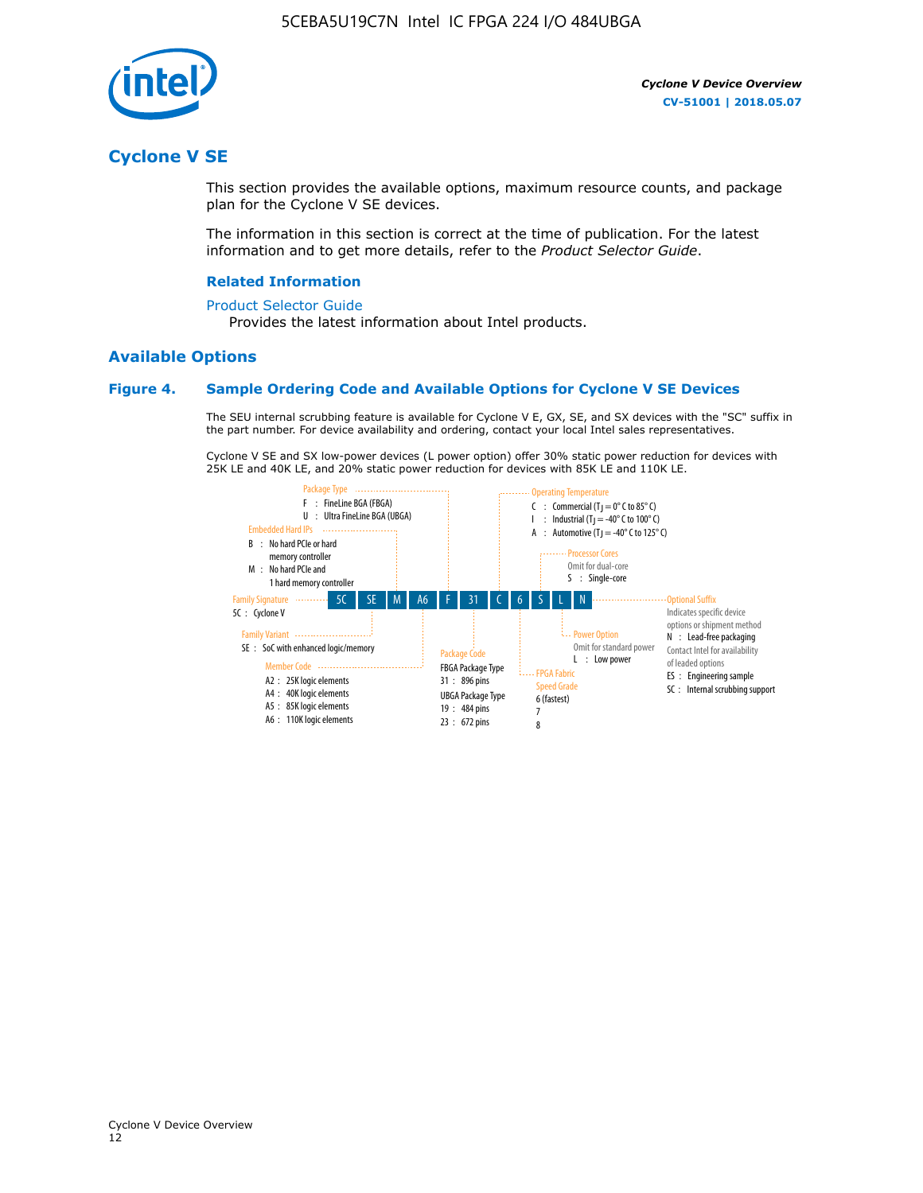# Cyclone V SE

This section provides the available options, maximum resource counts, and package plan for the Cyclone V SE devices.

The information in this section is correct at the time of publication. For the latest information and to get more details, refer to the *Product Selector Guide*.

### Related Information

Product Selector Guide
Provides the latest information about Intel products.

## Available Options

### Figure 4. Sample Ordering Code and Available Options for Cyclone V SE Devices

The SEU internal scrubbing feature is available for Cyclone V E, GX, SE, and SX devices with the "SC" suffix in the part number. For device availability and ordering, contact your local Intel sales representatives.

Cyclone V SE and SX low-power devices (L power option) offer 30% static power reduction for devices with 25K LE and 40K LE, and 20% static power reduction for devices with 85K LE and 110K LE.

5C SE M A6 F 31 C 6 S L N

- **Family Signature**
  - 5C : Cyclone V
- **Family Variant**
  - SE : SoC with enhanced logic/memory
- **Embedded Hard IPs**
  - B : No hard PCIe or hard memory controller
  - M : No hard PCIe and 1 hard memory controller
- **Member Code**
  - A2 : 25K logic elements
  - A4 : 40K logic elements
  - A5 : 85K logic elements
  - A6 : 110K logic elements
- **Package Type**
  - F : FineLine BGA (FBGA)
  - U : Ultra FineLine BGA (UBGA)
- **Package Code**
  - FBGA Package Type
    - 31 : 896 pins
  - UBGA Package Type
    - 19 : 484 pins
    - 23 : 672 pins
- **Operating Temperature**
  - C : Commercial ($T_J$ = 0° C to 85° C)
  - I : Industrial ($T_J$ = -40° C to 100° C)
  - A : Automotive ($T_J$ = -40° C to 125° C)
- **FPGA Fabric Speed Grade**
  - 6 (fastest)
  - 7
  - 8
- **Processor Cores**
  - Omit for dual-core
  - S : Single-core
- **Power Option**
  - Omit for standard power
  - L : Low power
- **Optional Suffix**
  - Indicates specific device options or shipment method
  - N : Lead-free packaging
  - Contact Intel for availability of leaded options
  - ES : Engineering sample
  - SC : Internal scrubbing support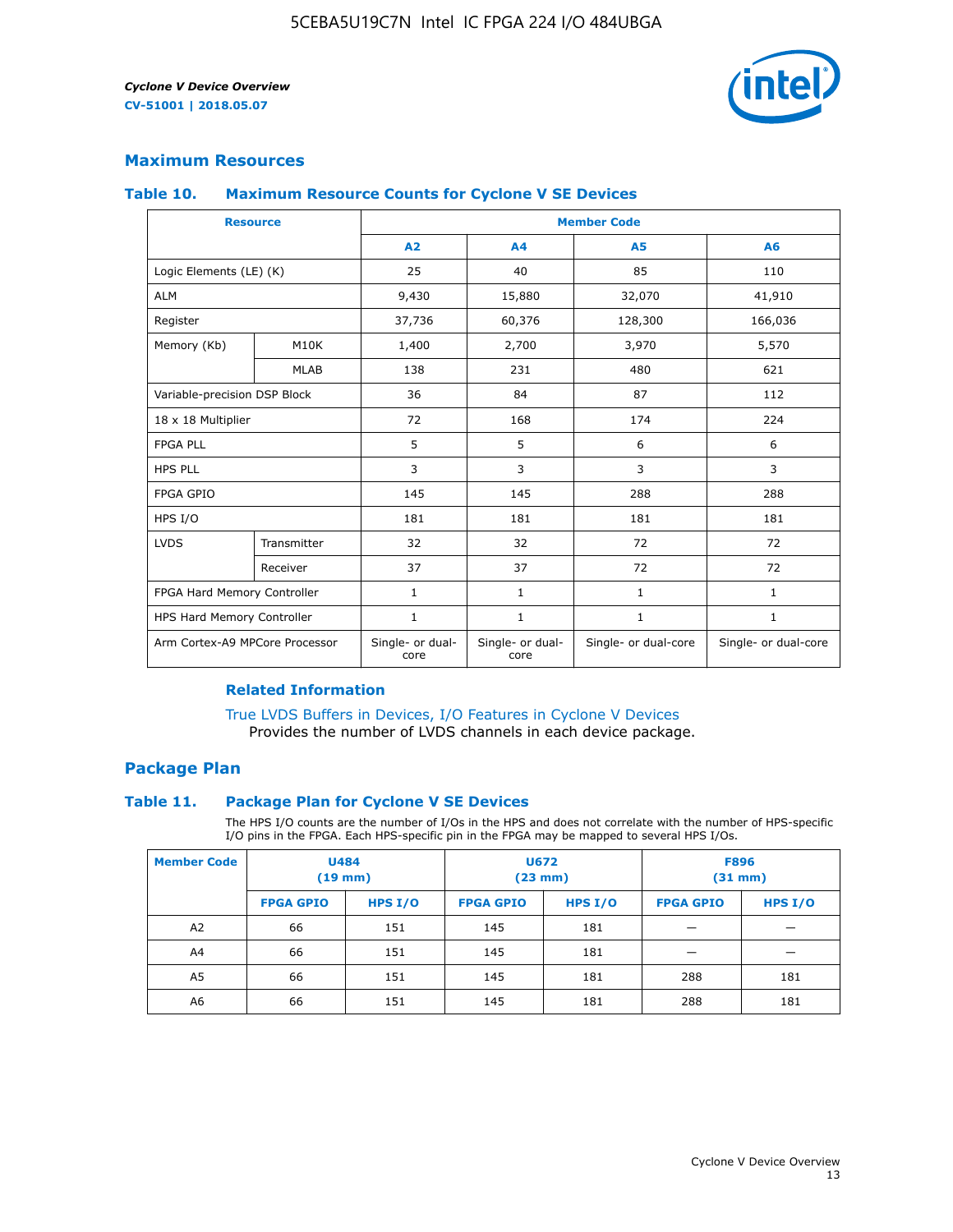## Maximum Resources

### Table 10. Maximum Resource Counts for Cyclone V SE Devices

| Resource | | Member Code | | | |
|---|---|---|---|---|---|
| | | A2 | A4 | A5 | A6 |
| Logic Elements (LE) (K) | | 25 | 40 | 85 | 110 |
| ALM | | 9,430 | 15,880 | 32,070 | 41,910 |
| Register | | 37,736 | 60,376 | 128,300 | 166,036 |
| Memory (Kb) | M10K | 1,400 | 2,700 | 3,970 | 5,570 |
| | MLAB | 138 | 231 | 480 | 621 |
| Variable-precision DSP Block | | 36 | 84 | 87 | 112 |
| 18 x 18 Multiplier | | 72 | 168 | 174 | 224 |
| FPGA PLL | | 5 | 5 | 6 | 6 |
| HPS PLL | | 3 | 3 | 3 | 3 |
| FPGA GPIO | | 145 | 145 | 288 | 288 |
| HPS I/O | | 181 | 181 | 181 | 181 |
| LVDS | Transmitter | 32 | 32 | 72 | 72 |
| | Receiver | 37 | 37 | 72 | 72 |
| FPGA Hard Memory Controller | | 1 | 1 | 1 | 1 |
| HPS Hard Memory Controller | | 1 | 1 | 1 | 1 |
| Arm Cortex-A9 MPCore Processor | | Single- or dual-core | Single- or dual-core | Single- or dual-core | Single- or dual-core |

#### Related Information

True LVDS Buffers in Devices, I/O Features in Cyclone V Devices
Provides the number of LVDS channels in each device package.

## Package Plan

### Table 11. Package Plan for Cyclone V SE Devices

The HPS I/O counts are the number of I/Os in the HPS and does not correlate with the number of HPS-specific I/O pins in the FPGA. Each HPS-specific pin in the FPGA may be mapped to several HPS I/Os.

| Member Code | U484 (19 mm) | | U672 (23 mm) | | F896 (31 mm) | |
|---|---|---|---|---|---|---|
| | FPGA GPIO | HPS I/O | FPGA GPIO | HPS I/O | FPGA GPIO | HPS I/O |
| A2 | 66 | 151 | 145 | 181 | — | — |
| A4 | 66 | 151 | 145 | 181 | — | — |
| A5 | 66 | 151 | 145 | 181 | 288 | 181 |
| A6 | 66 | 151 | 145 | 181 | 288 | 181 |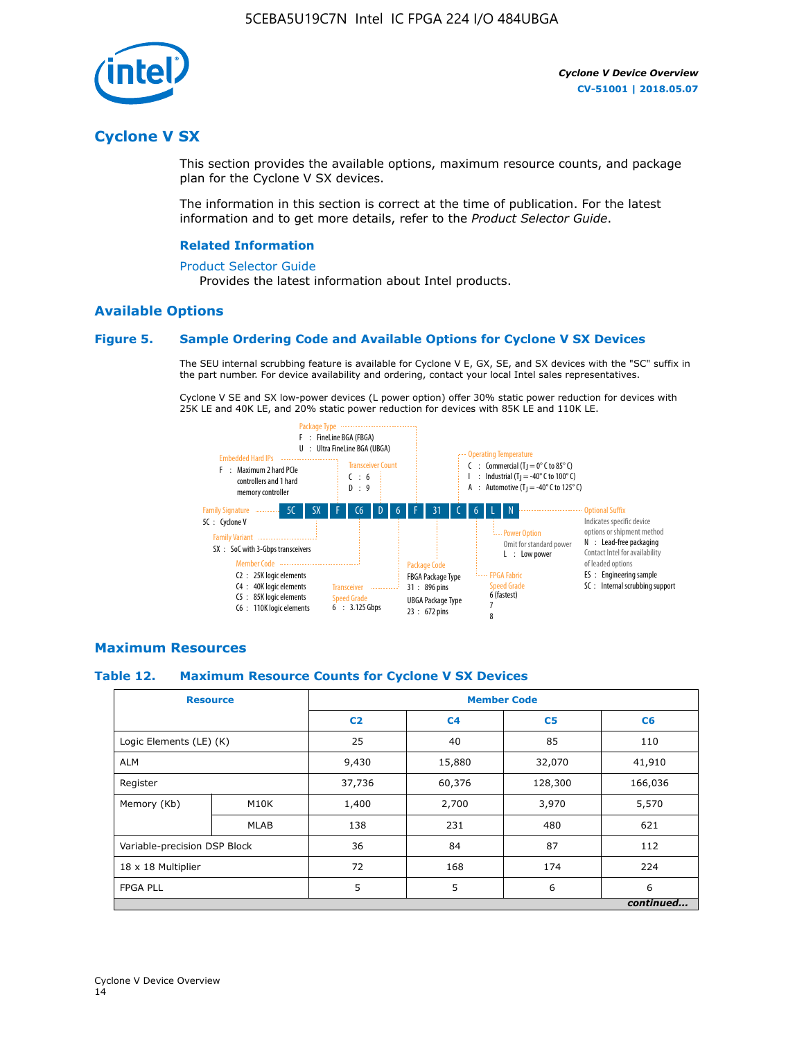# Cyclone V SX

This section provides the available options, maximum resource counts, and package plan for the Cyclone V SX devices.

The information in this section is correct at the time of publication. For the latest information and to get more details, refer to the *Product Selector Guide*.

### Related Information

Product Selector Guide
Provides the latest information about Intel products.

## Available Options

### Figure 5. Sample Ordering Code and Available Options for Cyclone V SX Devices

The SEU internal scrubbing feature is available for Cyclone V E, GX, SE, and SX devices with the "SC" suffix in the part number. For device availability and ordering, contact your local Intel sales representatives.

Cyclone V SE and SX low-power devices (L power option) offer 30% static power reduction for devices with 25K LE and 40K LE, and 20% static power reduction for devices with 85K LE and 110K LE.

5C SX F C6 D 6 F 31 C 6 L N

- **Family Signature**
  - 5C : Cyclone V
- **Family Variant**
  - SX : SoC with 3-Gbps transceivers
- **Embedded Hard IPs**
  - F : Maximum 2 hard PCIe controllers and 1 hard memory controller
- **Member Code**
  - C2 : 25K logic elements
  - C4 : 40K logic elements
  - C5 : 85K logic elements
  - C6 : 110K logic elements
- **Transceiver Count**
  - C : 6
  - D : 9
- **Transceiver Speed Grade**
  - 6 : 3.125 Gbps
- **Package Type**
  - F : FineLine BGA (FBGA)
  - U : Ultra FineLine BGA (UBGA)
- **Package Code**
  - FBGA Package Type
    - 31 : 896 pins
  - UBGA Package Type
    - 23 : 672 pins
- **Operating Temperature**
  - C : Commercial ($T_J$ = 0° C to 85° C)
  - I : Industrial ($T_J$ = -40° C to 100° C)
  - A : Automotive ($T_J$ = -40° C to 125° C)
- **FPGA Fabric Speed Grade**
  - 6 (fastest)
  - 7
  - 8
- **Power Option**
  - Omit for standard power
  - L : Low power
- **Optional Suffix**
  - Indicates specific device options or shipment method
  - N : Lead-free packaging. Contact Intel for availability of leaded options
  - ES : Engineering sample
  - SC : Internal scrubbing support

## Maximum Resources

### Table 12. Maximum Resource Counts for Cyclone V SX Devices

| Resource | | Member Code | | | |
|---|---|---|---|---|---|
| | | C2 | C4 | C5 | C6 |
| Logic Elements (LE) (K) | | 25 | 40 | 85 | 110 |
| ALM | | 9,430 | 15,880 | 32,070 | 41,910 |
| Register | | 37,736 | 60,376 | 128,300 | 166,036 |
| Memory (Kb) | M10K | 1,400 | 2,700 | 3,970 | 5,570 |
| | MLAB | 138 | 231 | 480 | 621 |
| Variable-precision DSP Block | | 36 | 84 | 87 | 112 |
| 18 x 18 Multiplier | | 72 | 168 | 174 | 224 |
| FPGA PLL | | 5 | 5 | 6 | 6 |

*continued...*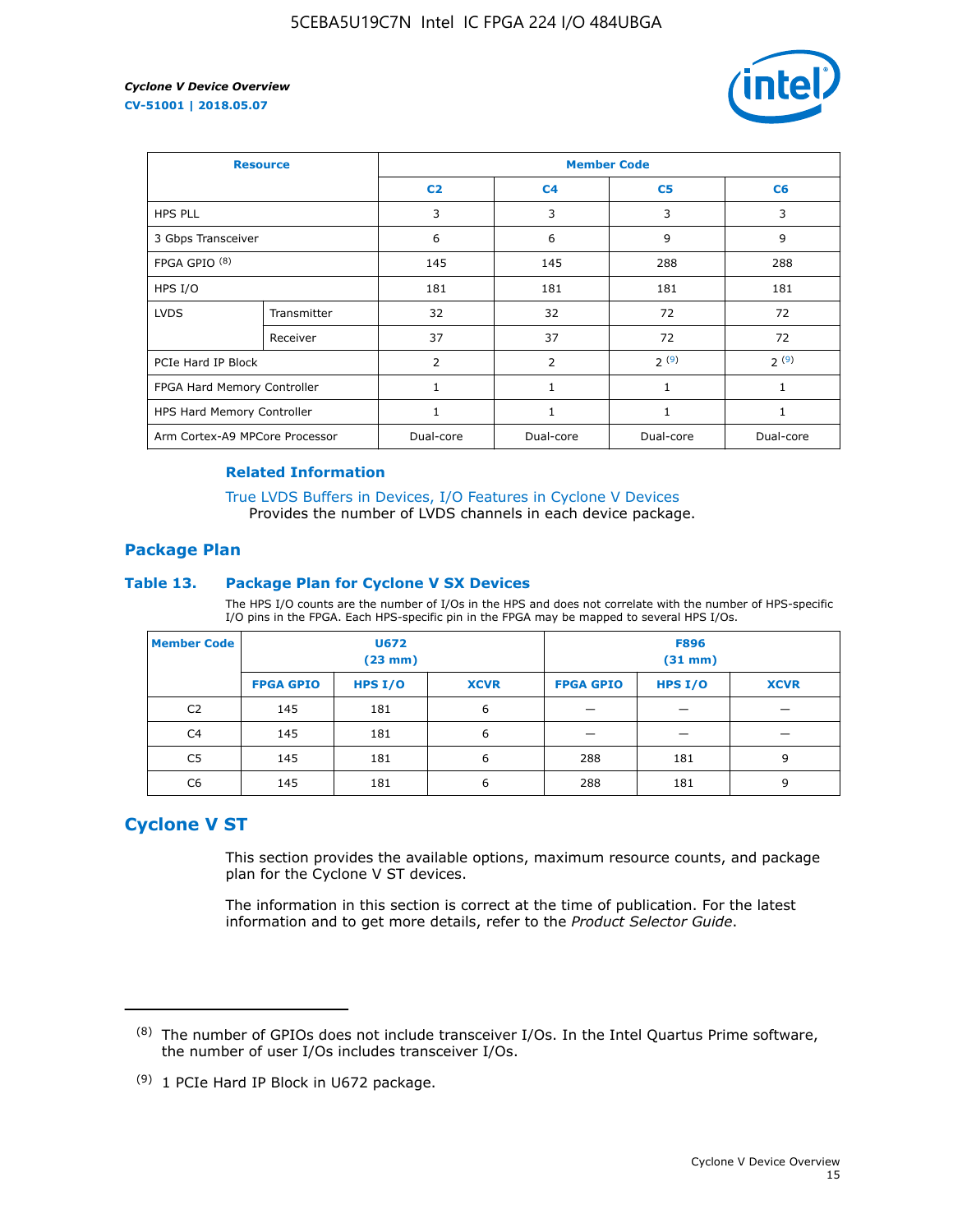| Resource | | Member Code | | | |
|---|---|---|---|---|---|
| | | C2 | C4 | C5 | C6 |
| HPS PLL | | 3 | 3 | 3 | 3 |
| 3 Gbps Transceiver | | 6 | 6 | 9 | 9 |
| FPGA GPIO (8) | | 145 | 145 | 288 | 288 |
| HPS I/O | | 181 | 181 | 181 | 181 |
| LVDS | Transmitter | 32 | 32 | 72 | 72 |
| | Receiver | 37 | 37 | 72 | 72 |
| PCIe Hard IP Block | | 2 | 2 | 2 (9) | 2 (9) |
| FPGA Hard Memory Controller | | 1 | 1 | 1 | 1 |
| HPS Hard Memory Controller | | 1 | 1 | 1 | 1 |
| Arm Cortex-A9 MPCore Processor | | Dual-core | Dual-core | Dual-core | Dual-core |

**Related Information**

True LVDS Buffers in Devices, I/O Features in Cyclone V Devices
Provides the number of LVDS channels in each device package.

## Package Plan

### Table 13. Package Plan for Cyclone V SX Devices

The HPS I/O counts are the number of I/Os in the HPS and does not correlate with the number of HPS-specific I/O pins in the FPGA. Each HPS-specific pin in the FPGA may be mapped to several HPS I/Os.

| Member Code | U672 (23 mm) | | | F896 (31 mm) | | |
|---|---|---|---|---|---|---|
| | FPGA GPIO | HPS I/O | XCVR | FPGA GPIO | HPS I/O | XCVR |
| C2 | 145 | 181 | 6 | — | — | — |
| C4 | 145 | 181 | 6 | — | — | — |
| C5 | 145 | 181 | 6 | 288 | 181 | 9 |
| C6 | 145 | 181 | 6 | 288 | 181 | 9 |

## Cyclone V ST

This section provides the available options, maximum resource counts, and package plan for the Cyclone V ST devices.

The information in this section is correct at the time of publication. For the latest information and to get more details, refer to the *Product Selector Guide*.

---

(8) The number of GPIOs does not include transceiver I/Os. In the Intel Quartus Prime software, the number of user I/Os includes transceiver I/Os.

(9) 1 PCIe Hard IP Block in U672 package.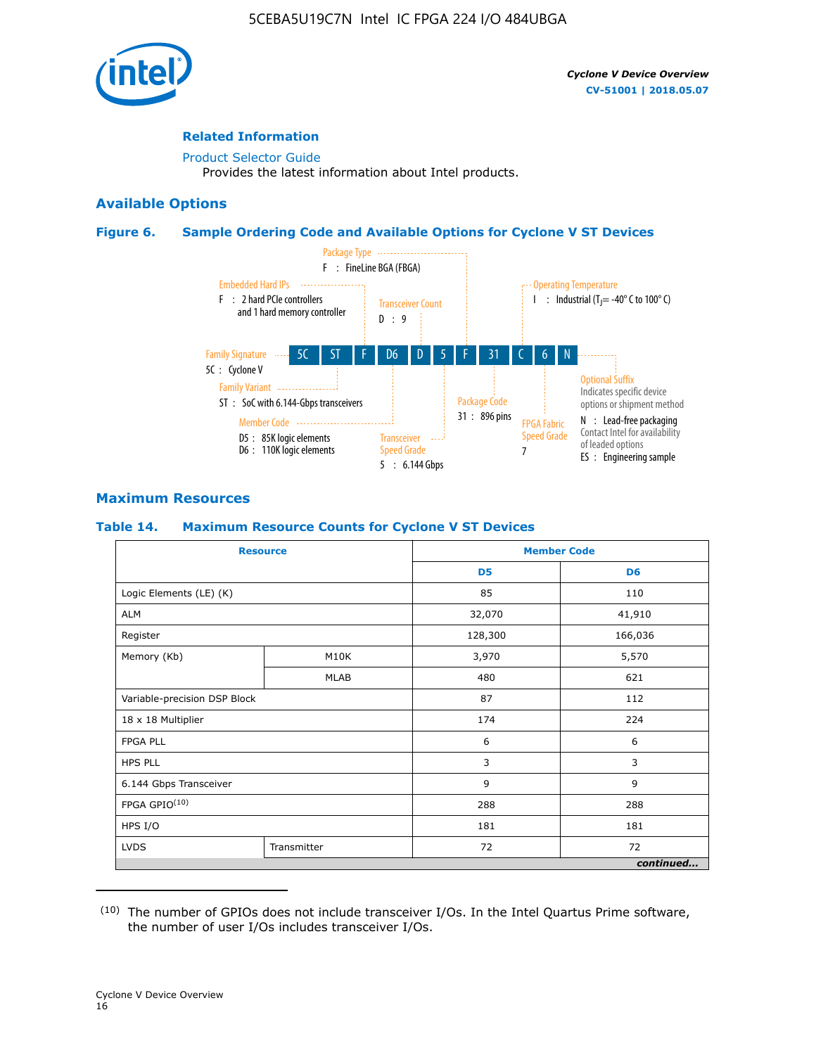## Related Information

Product Selector Guide
Provides the latest information about Intel products.

## Available Options

### Figure 6. Sample Ordering Code and Available Options for Cyclone V ST Devices

5C ST F D6 D 5 F 31 C 6 N

- Family Signature — 5C : Cyclone V
- Family Variant — ST : SoC with 6.144-Gbps transceivers
- Embedded Hard IPs — F : 2 hard PCIe controllers and 1 hard memory controller
- Member Code — D5 : 85K logic elements; D6 : 110K logic elements
- Transceiver Count — D : 9
- Transceiver Speed Grade — 5 : 6.144 Gbps
- Package Type — F : FineLine BGA (FBGA)
- Package Code — 31 : 896 pins
- Operating Temperature — I : Industrial ($T_J$= -40° C to 100° C)
- FPGA Fabric Speed Grade — 7
- Optional Suffix — Indicates specific device options or shipment method
  - N : Lead-free packaging. Contact Intel for availability of leaded options
  - ES : Engineering sample

## Maximum Resources

### Table 14. Maximum Resource Counts for Cyclone V ST Devices

| Resource | | Member Code | |
|---|---|---|---|
| | | D5 | D6 |
| Logic Elements (LE) (K) | | 85 | 110 |
| ALM | | 32,070 | 41,910 |
| Register | | 128,300 | 166,036 |
| Memory (Kb) | M10K | 3,970 | 5,570 |
| | MLAB | 480 | 621 |
| Variable-precision DSP Block | | 87 | 112 |
| 18 x 18 Multiplier | | 174 | 224 |
| FPGA PLL | | 6 | 6 |
| HPS PLL | | 3 | 3 |
| 6.144 Gbps Transceiver | | 9 | 9 |
| FPGA GPIO[(10)] | | 288 | 288 |
| HPS I/O | | 181 | 181 |
| LVDS | Transmitter | 72 | 72 |

*continued...*

(10) The number of GPIOs does not include transceiver I/Os. In the Intel Quartus Prime software, the number of user I/Os includes transceiver I/Os.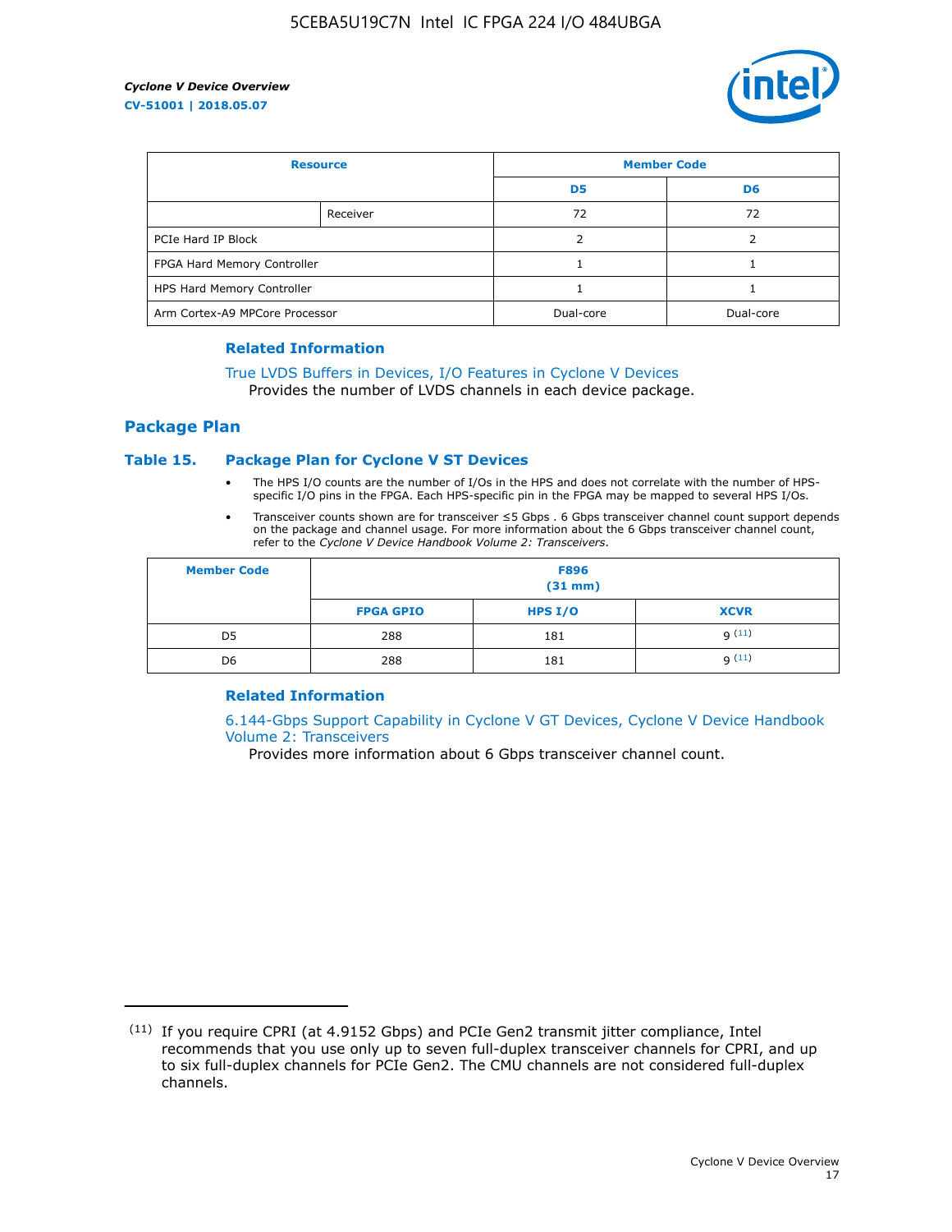| Resource | | Member Code | |
|---|---|---|---|
| | | D5 | D6 |
| | Receiver | 72 | 72 |
| PCIe Hard IP Block | | 2 | 2 |
| FPGA Hard Memory Controller | | 1 | 1 |
| HPS Hard Memory Controller | | 1 | 1 |
| Arm Cortex-A9 MPCore Processor | | Dual-core | Dual-core |

### Related Information

True LVDS Buffers in Devices, I/O Features in Cyclone V Devices
Provides the number of LVDS channels in each device package.

## Package Plan

### Table 15. Package Plan for Cyclone V ST Devices

- The HPS I/O counts are the number of I/Os in the HPS and does not correlate with the number of HPS-specific I/O pins in the FPGA. Each HPS-specific pin in the FPGA may be mapped to several HPS I/Os.
- Transceiver counts shown are for transceiver ≤5 Gbps . 6 Gbps transceiver channel count support depends on the package and channel usage. For more information about the 6 Gbps transceiver channel count, refer to the *Cyclone V Device Handbook Volume 2: Transceivers*.

| Member Code | F896 (31 mm) | | |
|---|---|---|---|
| | FPGA GPIO | HPS I/O | XCVR |
| D5 | 288 | 181 | 9 [11] |
| D6 | 288 | 181 | 9 [11] |

### Related Information

6.144-Gbps Support Capability in Cyclone V GT Devices, Cyclone V Device Handbook Volume 2: Transceivers
Provides more information about 6 Gbps transceiver channel count.

[11] If you require CPRI (at 4.9152 Gbps) and PCIe Gen2 transmit jitter compliance, Intel recommends that you use only up to seven full-duplex transceiver channels for CPRI, and up to six full-duplex channels for PCIe Gen2. The CMU channels are not considered full-duplex channels.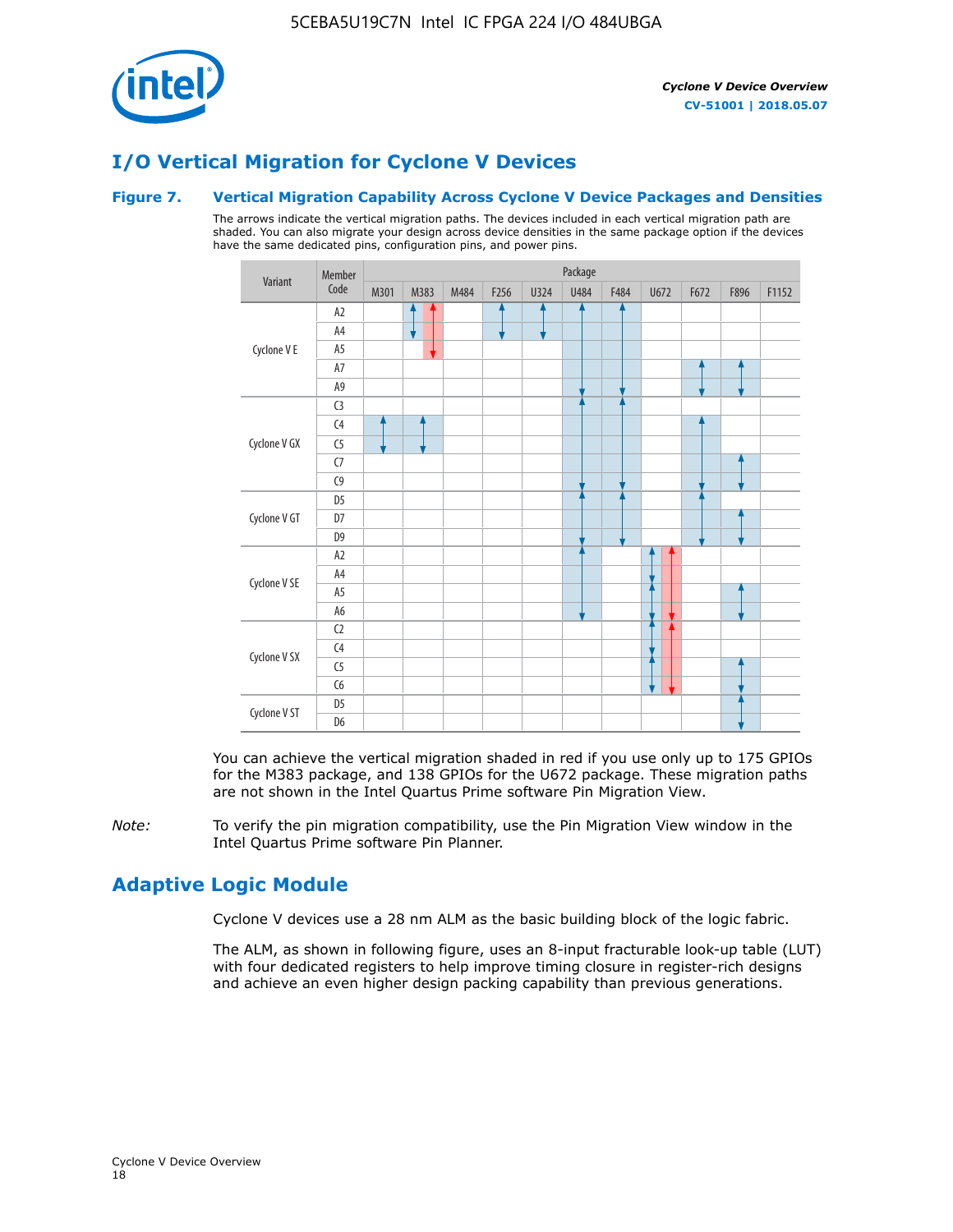## I/O Vertical Migration for Cyclone V Devices

### Figure 7. Vertical Migration Capability Across Cyclone V Device Packages and Densities

The arrows indicate the vertical migration paths. The devices included in each vertical migration path are shaded. You can also migrate your design across device densities in the same package option if the devices have the same dedicated pins, configuration pins, and power pins.

| Variant | Member Code | M301 | M383 | M484 | F256 | U324 | U484 | F484 | U672 | F672 | F896 | F1152 |
|---|---|---|---|---|---|---|---|---|---|---|---|---|
| Cyclone V E | A2 | | | | | | | | | | | |
| | A4 | | | | | | | | | | | |
| | A5 | | | | | | | | | | | |
| | A7 | | | | | | | | | | | |
| | A9 | | | | | | | | | | | |
| Cyclone V GX | C3 | | | | | | | | | | | |
| | C4 | | | | | | | | | | | |
| | C5 | | | | | | | | | | | |
| | C7 | | | | | | | | | | | |
| | C9 | | | | | | | | | | | |
| Cyclone V GT | D5 | | | | | | | | | | | |
| | D7 | | | | | | | | | | | |
| | D9 | | | | | | | | | | | |
| Cyclone V SE | A2 | | | | | | | | | | | |
| | A4 | | | | | | | | | | | |
| | A5 | | | | | | | | | | | |
| | A6 | | | | | | | | | | | |
| Cyclone V SX | C2 | | | | | | | | | | | |
| | C4 | | | | | | | | | | | |
| | C5 | | | | | | | | | | | |
| | C6 | | | | | | | | | | | |
| Cyclone V ST | D5 | | | | | | | | | | | |
| | D6 | | | | | | | | | | | |

You can achieve the vertical migration shaded in red if you use only up to 175 GPIOs for the M383 package, and 138 GPIOs for the U672 package. These migration paths are not shown in the Intel Quartus Prime software Pin Migration View.

*Note:* To verify the pin migration compatibility, use the Pin Migration View window in the Intel Quartus Prime software Pin Planner.

## Adaptive Logic Module

Cyclone V devices use a 28 nm ALM as the basic building block of the logic fabric.

The ALM, as shown in following figure, uses an 8-input fracturable look-up table (LUT) with four dedicated registers to help improve timing closure in register-rich designs and achieve an even higher design packing capability than previous generations.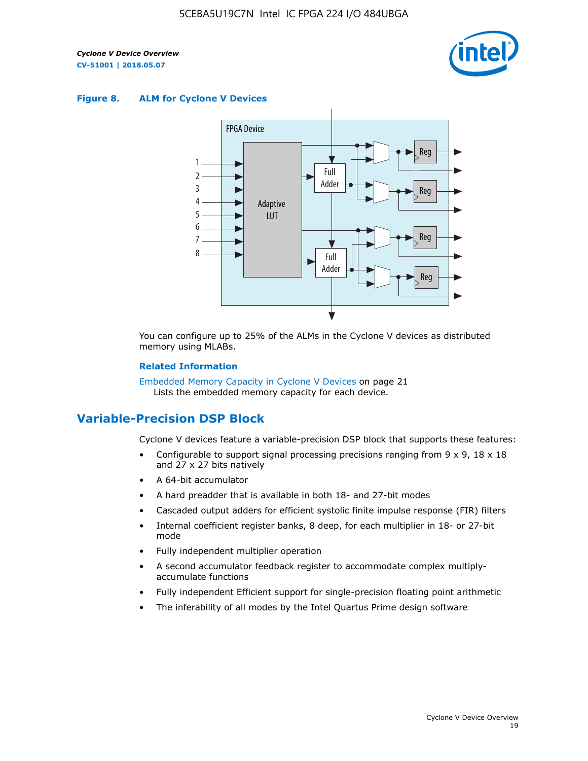**Figure 8. ALM for Cycline V Devices**

You can configure up to 25% of the ALMs in the Cyclone V devices as distributed memory using MLABs.

**Related Information**

Embedded Memory Capacity in Cyclone V Devices on page 21
Lists the embedded memory capacity for each device.

## Variable-Precision DSP Block

Cyclone V devices feature a variable-precision DSP block that supports these features:

- Configurable to support signal processing precisions ranging from 9 x 9, 18 x 18 and 27 x 27 bits natively
- A 64-bit accumulator
- A hard preadder that is available in both 18- and 27-bit modes
- Cascaded output adders for efficient systolic finite impulse response (FIR) filters
- Internal coefficient register banks, 8 deep, for each multiplier in 18- or 27-bit mode
- Fully independent multiplier operation
- A second accumulator feedback register to accommodate complex multiply-accumulate functions
- Fully independent Efficient support for single-precision floating point arithmetic
- The inferability of all modes by the Intel Quartus Prime design software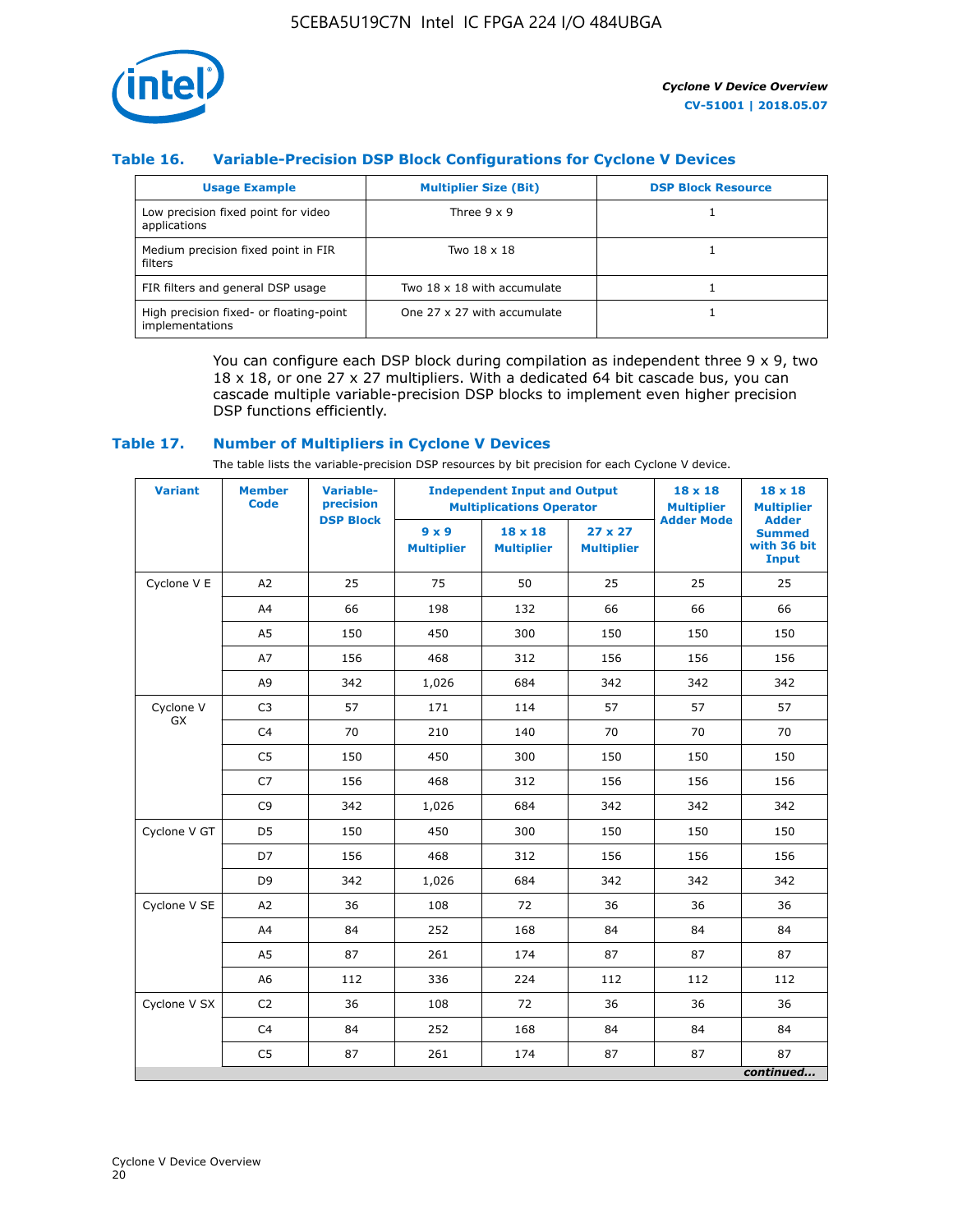### Table 16. Variable-Precision DSP Block Configurations for Cyclone V Devices

| Usage Example | Multiplier Size (Bit) | DSP Block Resource |
|---|---|---|
| Low precision fixed point for video applications | Three 9 x 9 | 1 |
| Medium precision fixed point in FIR filters | Two 18 x 18 | 1 |
| FIR filters and general DSP usage | Two 18 x 18 with accumulate | 1 |
| High precision fixed- or floating-point implementations | One 27 x 27 with accumulate | 1 |

You can configure each DSP block during compilation as independent three 9 x 9, two 18 x 18, or one 27 x 27 multipliers. With a dedicated 64 bit cascade bus, you can cascade multiple variable-precision DSP blocks to implement even higher precision DSP functions efficiently.

### Table 17. Number of Multipliers in Cyclone V Devices

The table lists the variable-precision DSP resources by bit precision for each Cyclone V device.

| Variant | Member Code | Variable-precision DSP Block | Independent Input and Output Multiplications Operator | | | 18 x 18 Multiplier Adder Mode | 18 x 18 Multiplier Adder Summed with 36 bit Input |
|---|---|---|---|---|---|---|---|
| | | | 9 x 9 Multiplier | 18 x 18 Multiplier | 27 x 27 Multiplier | | |
| Cyclone V E | A2 | 25 | 75 | 50 | 25 | 25 | 25 |
| | A4 | 66 | 198 | 132 | 66 | 66 | 66 |
| | A5 | 150 | 450 | 300 | 150 | 150 | 150 |
| | A7 | 156 | 468 | 312 | 156 | 156 | 156 |
| | A9 | 342 | 1,026 | 684 | 342 | 342 | 342 |
| Cyclone V GX | C3 | 57 | 171 | 114 | 57 | 57 | 57 |
| | C4 | 70 | 210 | 140 | 70 | 70 | 70 |
| | C5 | 150 | 450 | 300 | 150 | 150 | 150 |
| | C7 | 156 | 468 | 312 | 156 | 156 | 156 |
| | C9 | 342 | 1,026 | 684 | 342 | 342 | 342 |
| Cyclone V GT | D5 | 150 | 450 | 300 | 150 | 150 | 150 |
| | D7 | 156 | 468 | 312 | 156 | 156 | 156 |
| | D9 | 342 | 1,026 | 684 | 342 | 342 | 342 |
| Cyclone V SE | A2 | 36 | 108 | 72 | 36 | 36 | 36 |
| | A4 | 84 | 252 | 168 | 84 | 84 | 84 |
| | A5 | 87 | 261 | 174 | 87 | 87 | 87 |
| | A6 | 112 | 336 | 224 | 112 | 112 | 112 |
| Cyclone V SX | C2 | 36 | 108 | 72 | 36 | 36 | 36 |
| | C4 | 84 | 252 | 168 | 84 | 84 | 84 |
| | C5 | 87 | 261 | 174 | 87 | 87 | 87 |

*continued...*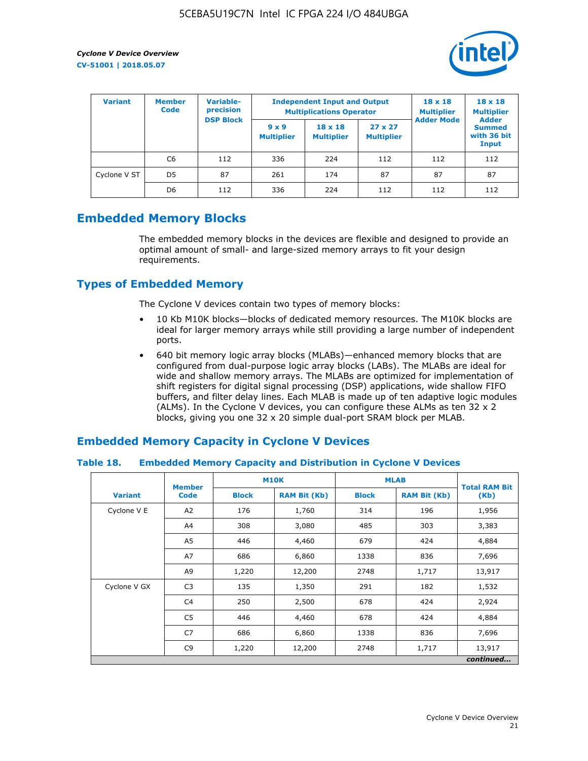| Variant | Member Code | Variable-precision DSP Block | Independent Input and Output Multiplications Operator | | | 18 x 18 Multiplier Adder Mode | 18 x 18 Multiplier Adder Summed with 36 bit Input |
|---|---|---|---|---|---|---|---|
| | | | 9 x 9 Multiplier | 18 x 18 Multiplier | 27 x 27 Multiplier | | |
| | C6 | 112 | 336 | 224 | 112 | 112 | 112 |
| Cyclone V ST | D5 | 87 | 261 | 174 | 87 | 87 | 87 |
| | D6 | 112 | 336 | 224 | 112 | 112 | 112 |

## Embedded Memory Blocks

The embedded memory blocks in the devices are flexible and designed to provide an optimal amount of small- and large-sized memory arrays to fit your design requirements.

## Types of Embedded Memory

The Cyclone V devices contain two types of memory blocks:

- 10 Kb M10K blocks—blocks of dedicated memory resources. The M10K blocks are ideal for larger memory arrays while still providing a large number of independent ports.
- 640 bit memory logic array blocks (MLABs)—enhanced memory blocks that are configured from dual-purpose logic array blocks (LABs). The MLABs are ideal for wide and shallow memory arrays. The MLABs are optimized for implementation of shift registers for digital signal processing (DSP) applications, wide shallow FIFO buffers, and filter delay lines. Each MLAB is made up of ten adaptive logic modules (ALMs). In the Cyclone V devices, you can configure these ALMs as ten 32 x 2 blocks, giving you one 32 x 20 simple dual-port SRAM block per MLAB.

## Embedded Memory Capacity in Cyclone V Devices

### Table 18. Embedded Memory Capacity and Distribution in Cyclone V Devices

| Variant | Member Code | M10K | | MLAB | | Total RAM Bit (Kb) |
|---|---|---|---|---|---|---|
| | | Block | RAM Bit (Kb) | Block | RAM Bit (Kb) | |
| Cyclone V E | A2 | 176 | 1,760 | 314 | 196 | 1,956 |
| | A4 | 308 | 3,080 | 485 | 303 | 3,383 |
| | A5 | 446 | 4,460 | 679 | 424 | 4,884 |
| | A7 | 686 | 6,860 | 1338 | 836 | 7,696 |
| | A9 | 1,220 | 12,200 | 2748 | 1,717 | 13,917 |
| Cyclone V GX | C3 | 135 | 1,350 | 291 | 182 | 1,532 |
| | C4 | 250 | 2,500 | 678 | 424 | 2,924 |
| | C5 | 446 | 4,460 | 678 | 424 | 4,884 |
| | C7 | 686 | 6,860 | 1338 | 836 | 7,696 |
| | C9 | 1,220 | 12,200 | 2748 | 1,717 | 13,917 |

*continued...*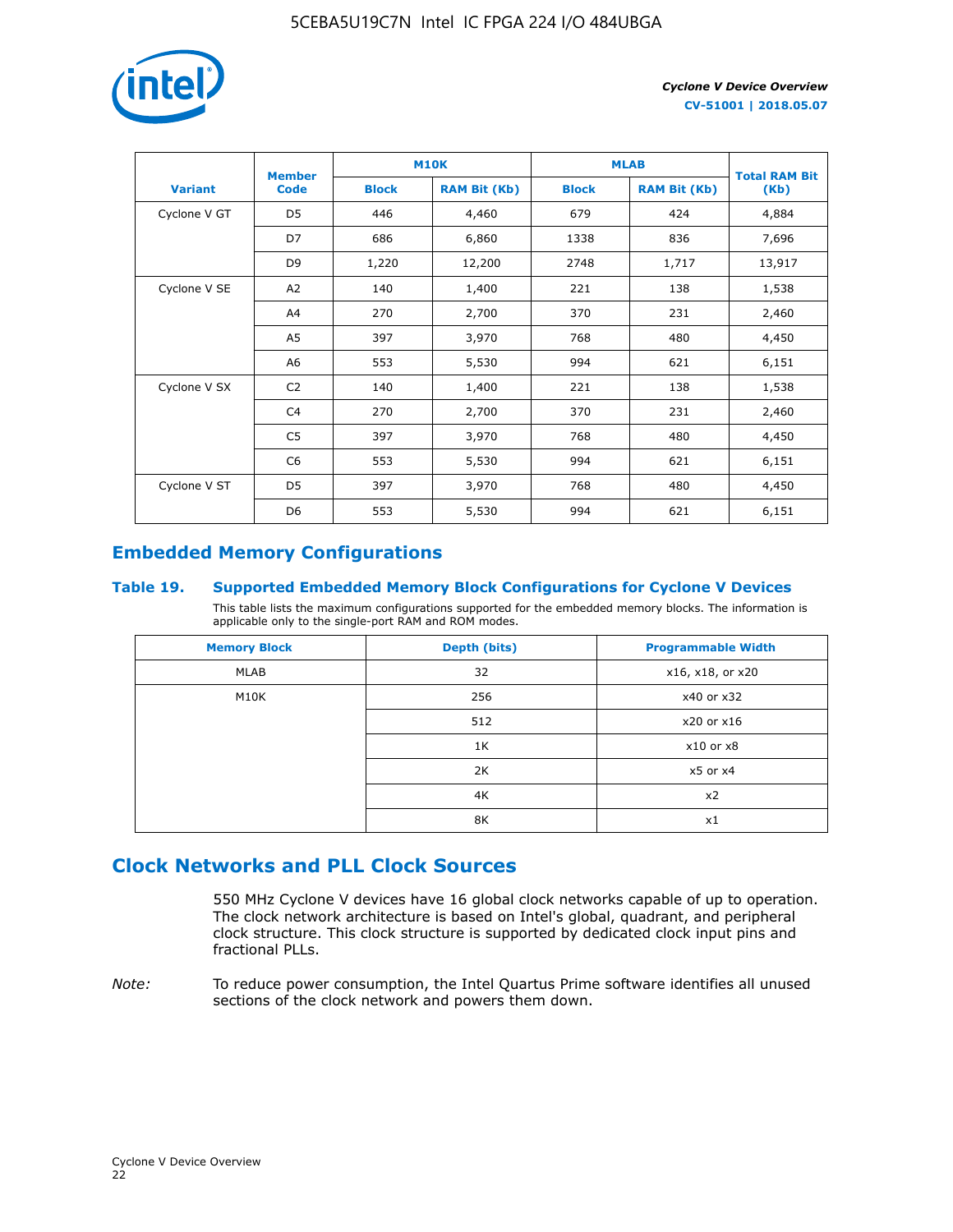| Variant | Member Code | M10K | | MLAB | | Total RAM Bit (Kb) |
|---|---|---|---|---|---|---|
| | | Block | RAM Bit (Kb) | Block | RAM Bit (Kb) | |
| Cyclone V GT | D5 | 446 | 4,460 | 679 | 424 | 4,884 |
| | D7 | 686 | 6,860 | 1338 | 836 | 7,696 |
| | D9 | 1,220 | 12,200 | 2748 | 1,717 | 13,917 |
| Cyclone V SE | A2 | 140 | 1,400 | 221 | 138 | 1,538 |
| | A4 | 270 | 2,700 | 370 | 231 | 2,460 |
| | A5 | 397 | 3,970 | 768 | 480 | 4,450 |
| | A6 | 553 | 5,530 | 994 | 621 | 6,151 |
| Cyclone V SX | C2 | 140 | 1,400 | 221 | 138 | 1,538 |
| | C4 | 270 | 2,700 | 370 | 231 | 2,460 |
| | C5 | 397 | 3,970 | 768 | 480 | 4,450 |
| | C6 | 553 | 5,530 | 994 | 621 | 6,151 |
| Cyclone V ST | D5 | 397 | 3,970 | 768 | 480 | 4,450 |
| | D6 | 553 | 5,530 | 994 | 621 | 6,151 |

## Embedded Memory Configurations

### Table 19. Supported Embedded Memory Block Configurations for Cyclone V Devices

This table lists the maximum configurations supported for the embedded memory blocks. The information is applicable only to the single-port RAM and ROM modes.

| Memory Block | Depth (bits) | Programmable Width |
|---|---|---|
| MLAB | 32 | x16, x18, or x20 |
| M10K | 256 | x40 or x32 |
| | 512 | x20 or x16 |
| | 1K | x10 or x8 |
| | 2K | x5 or x4 |
| | 4K | x2 |
| | 8K | x1 |

## Clock Networks and PLL Clock Sources

550 MHz Cyclone V devices have 16 global clock networks capable of up to operation. The clock network architecture is based on Intel's global, quadrant, and peripheral clock structure. This clock structure is supported by dedicated clock input pins and fractional PLLs.

*Note:* To reduce power consumption, the Intel Quartus Prime software identifies all unused sections of the clock network and powers them down.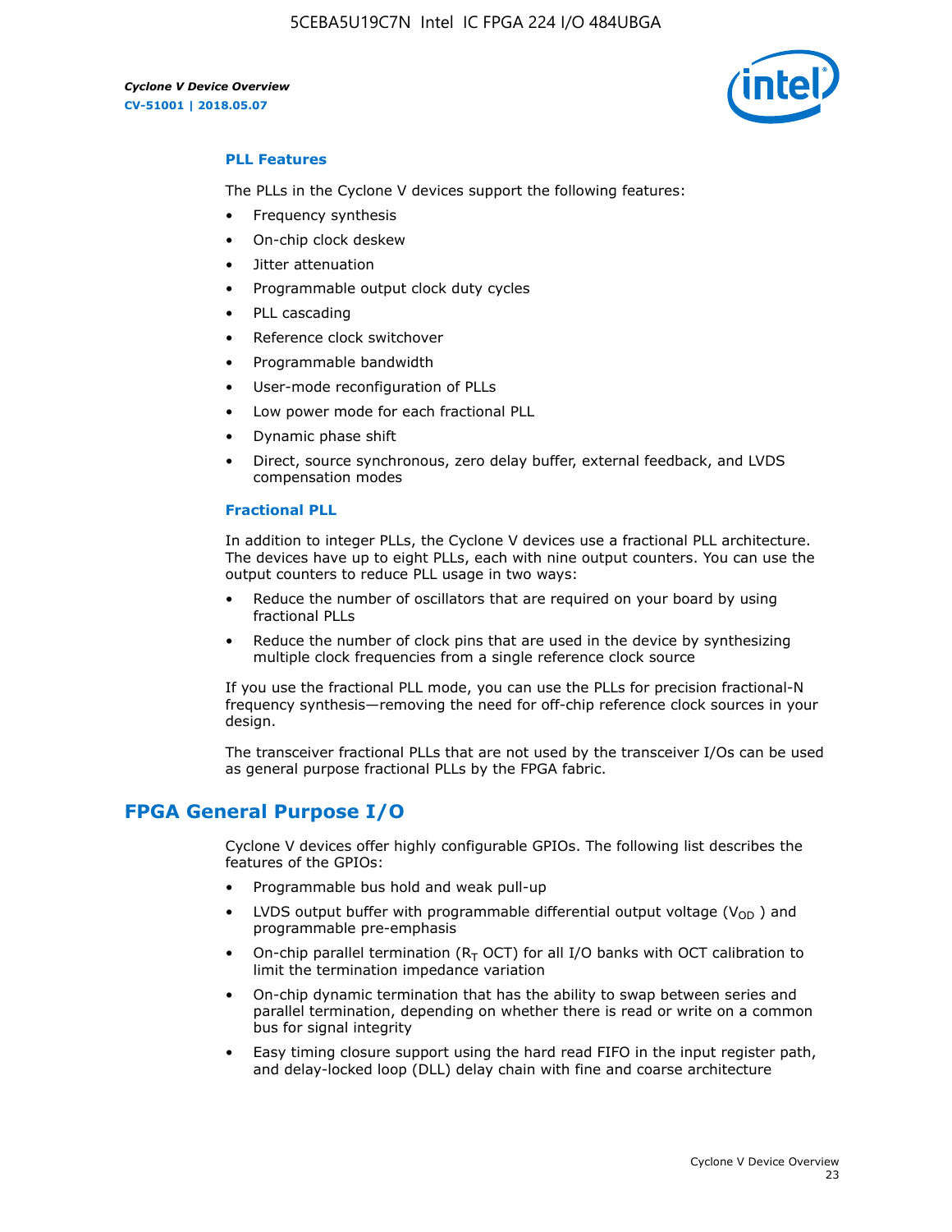### PLL Features

The PLLs in the Cyclone V devices support the following features:

- Frequency synthesis
- On-chip clock deskew
- Jitter attenuation
- Programmable output clock duty cycles
- PLL cascading
- Reference clock switchover
- Programmable bandwidth
- User-mode reconfiguration of PLLs
- Low power mode for each fractional PLL
- Dynamic phase shift
- Direct, source synchronous, zero delay buffer, external feedback, and LVDS compensation modes

### Fractional PLL

In addition to integer PLLs, the Cyclone V devices use a fractional PLL architecture. The devices have up to eight PLLs, each with nine output counters. You can use the output counters to reduce PLL usage in two ways:

- Reduce the number of oscillators that are required on your board by using fractional PLLs
- Reduce the number of clock pins that are used in the device by synthesizing multiple clock frequencies from a single reference clock source

If you use the fractional PLL mode, you can use the PLLs for precision fractional-N frequency synthesis—removing the need for off-chip reference clock sources in your design.

The transceiver fractional PLLs that are not used by the transceiver I/Os can be used as general purpose fractional PLLs by the FPGA fabric.

## FPGA General Purpose I/O

Cyclone V devices offer highly configurable GPIOs. The following list describes the features of the GPIOs:

- Programmable bus hold and weak pull-up
- LVDS output buffer with programmable differential output voltage ($V_{OD}$) and programmable pre-emphasis
- On-chip parallel termination ($R_T$ OCT) for all I/O banks with OCT calibration to limit the termination impedance variation
- On-chip dynamic termination that has the ability to swap between series and parallel termination, depending on whether there is read or write on a common bus for signal integrity
- Easy timing closure support using the hard read FIFO in the input register path, and delay-locked loop (DLL) delay chain with fine and coarse architecture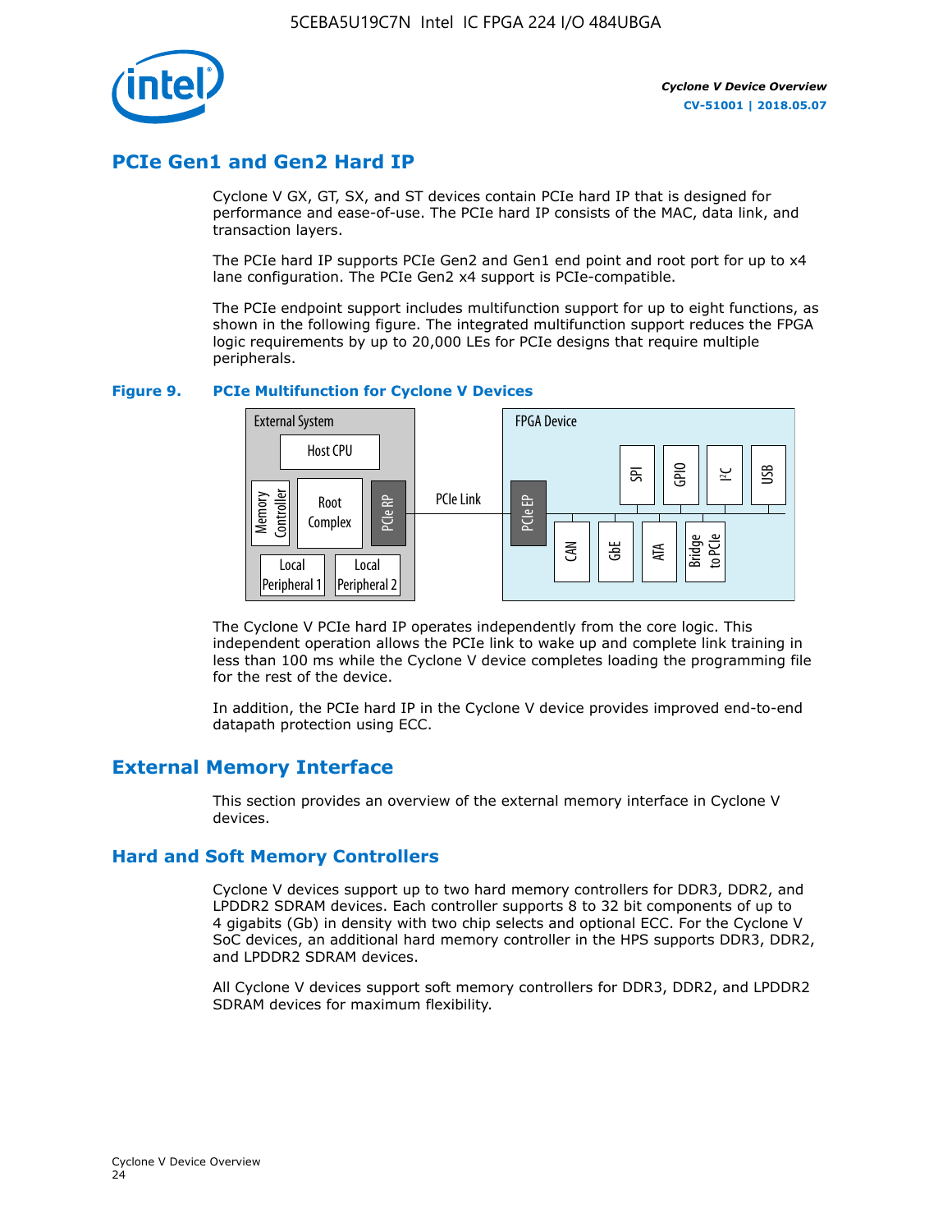## PCIe Gen1 and Gen2 Hard IP

Cyclone V GX, GT, SX, and ST devices contain PCIe hard IP that is designed for performance and ease-of-use. The PCIe hard IP consists of the MAC, data link, and transaction layers.

The PCIe hard IP supports PCIe Gen2 and Gen1 end point and root port for up to x4 lane configuration. The PCIe Gen2 x4 support is PCIe-compatible.

The PCIe endpoint support includes multifunction support for up to eight functions, as shown in the following figure. The integrated multifunction support reduces the FPGA logic requirements by up to 20,000 LEs for PCIe designs that require multiple peripherals.

**Figure 9. PCIe Multifunction for Cyclone V Devices**

The Cyclone V PCIe hard IP operates independently from the core logic. This independent operation allows the PCIe link to wake up and complete link training in less than 100 ms while the Cyclone V device completes loading the programming file for the rest of the device.

In addition, the PCIe hard IP in the Cyclone V device provides improved end-to-end datapath protection using ECC.

## External Memory Interface

This section provides an overview of the external memory interface in Cyclone V devices.

### Hard and Soft Memory Controllers

Cyclone V devices support up to two hard memory controllers for DDR3, DDR2, and LPDDR2 SDRAM devices. Each controller supports 8 to 32 bit components of up to 4 gigabits (Gb) in density with two chip selects and optional ECC. For the Cyclone V SoC devices, an additional hard memory controller in the HPS supports DDR3, DDR2, and LPDDR2 SDRAM devices.

All Cyclone V devices support soft memory controllers for DDR3, DDR2, and LPDDR2 SDRAM devices for maximum flexibility.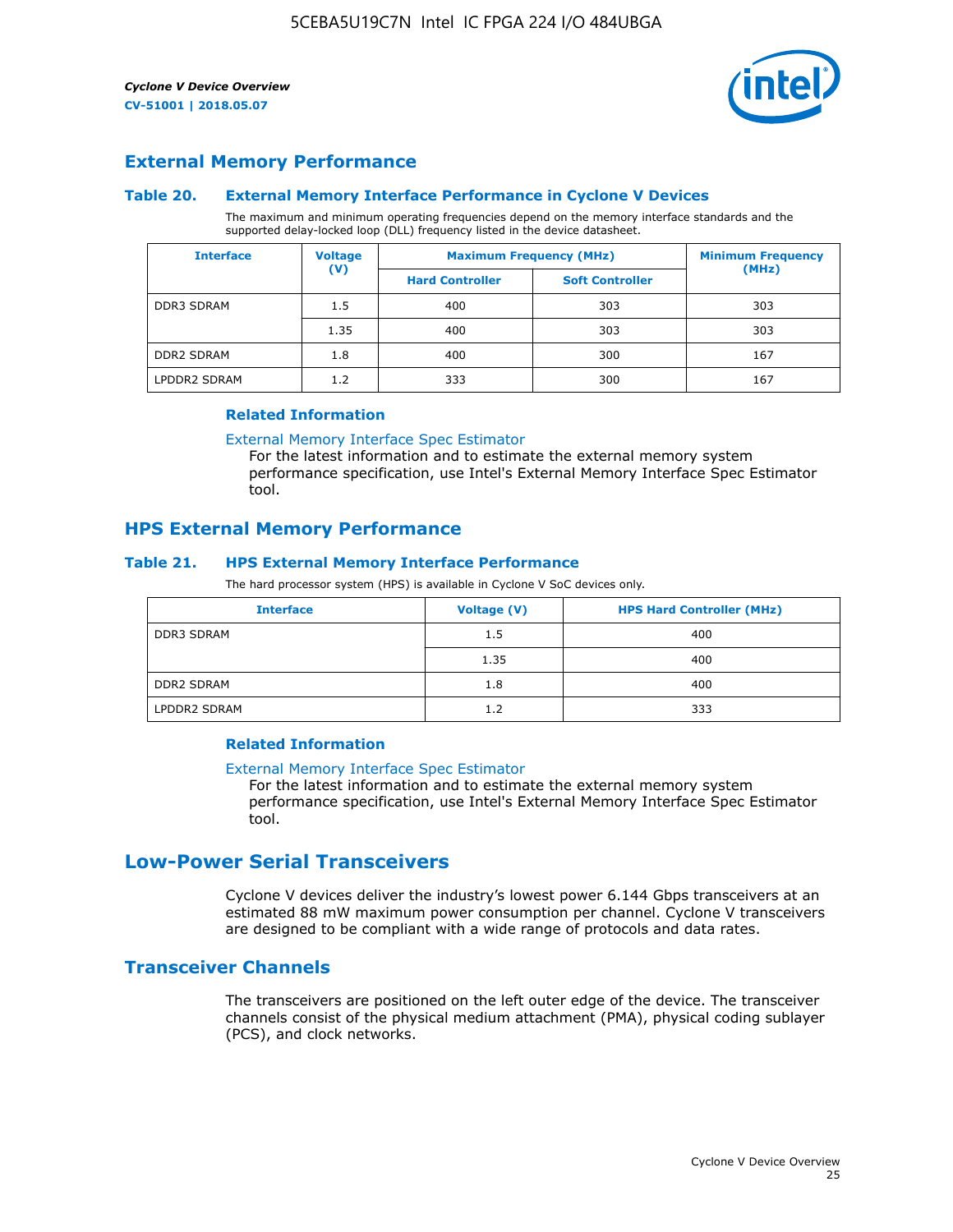## External Memory Performance

### Table 20. External Memory Interface Performance in Cyclone V Devices

The maximum and minimum operating frequencies depend on the memory interface standards and the supported delay-locked loop (DLL) frequency listed in the device datasheet.

| Interface | Voltage (V) | Maximum Frequency (MHz) | | Minimum Frequency (MHz) |
|---|---|---|---|---|
| | | Hard Controller | Soft Controller | |
| DDR3 SDRAM | 1.5 | 400 | 303 | 303 |
| | 1.35 | 400 | 303 | 303 |
| DDR2 SDRAM | 1.8 | 400 | 300 | 167 |
| LPDDR2 SDRAM | 1.2 | 333 | 300 | 167 |

#### Related Information

External Memory Interface Spec Estimator

For the latest information and to estimate the external memory system performance specification, use Intel's External Memory Interface Spec Estimator tool.

## HPS External Memory Performance

### Table 21. HPS External Memory Interface Performance

The hard processor system (HPS) is available in Cyclone V SoC devices only.

| Interface | Voltage (V) | HPS Hard Controller (MHz) |
|---|---|---|
| DDR3 SDRAM | 1.5 | 400 |
| | 1.35 | 400 |
| DDR2 SDRAM | 1.8 | 400 |
| LPDDR2 SDRAM | 1.2 | 333 |

#### Related Information

External Memory Interface Spec Estimator

For the latest information and to estimate the external memory system performance specification, use Intel's External Memory Interface Spec Estimator tool.

# Low-Power Serial Transceivers

Cyclone V devices deliver the industry's lowest power 6.144 Gbps transceivers at an estimated 88 mW maximum power consumption per channel. Cyclone V transceivers are designed to be compliant with a wide range of protocols and data rates.

## Transceiver Channels

The transceivers are positioned on the left outer edge of the device. The transceiver channels consist of the physical medium attachment (PMA), physical coding sublayer (PCS), and clock networks.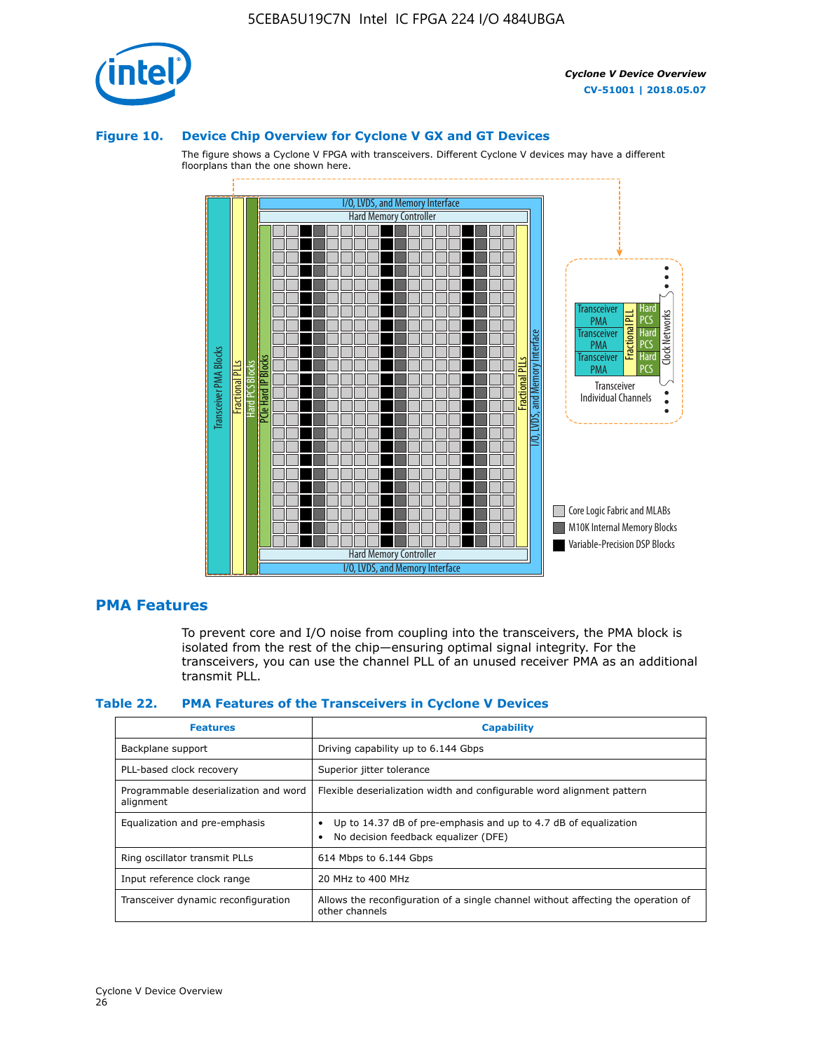### Figure 10. Device Chip Overview for Cyclone V GX and GT Devices

The figure shows a Cyclone V FPGA with transceivers. Different Cyclone V devices may have a different floorplans than the one shown here.

## PMA Features

To prevent core and I/O noise from coupling into the transceivers, the PMA block is isolated from the rest of the chip—ensuring optimal signal integrity. For the transceivers, you can use the channel PLL of an unused receiver PMA as an additional transmit PLL.

### Table 22. PMA Features of the Transceivers in Cyclone V Devices

| Features | Capability |
| --- | --- |
| Backplane support | Driving capability up to 6.144 Gbps |
| PLL-based clock recovery | Superior jitter tolerance |
| Programmable deserialization and word alignment | Flexible deserialization width and configurable word alignment pattern |
| Equalization and pre-emphasis | • Up to 14.37 dB of pre-emphasis and up to 4.7 dB of equalization<br>• No decision feedback equalizer (DFE) |
| Ring oscillator transmit PLLs | 614 Mbps to 6.144 Gbps |
| Input reference clock range | 20 MHz to 400 MHz |
| Transceiver dynamic reconfiguration | Allows the reconfiguration of a single channel without affecting the operation of other channels |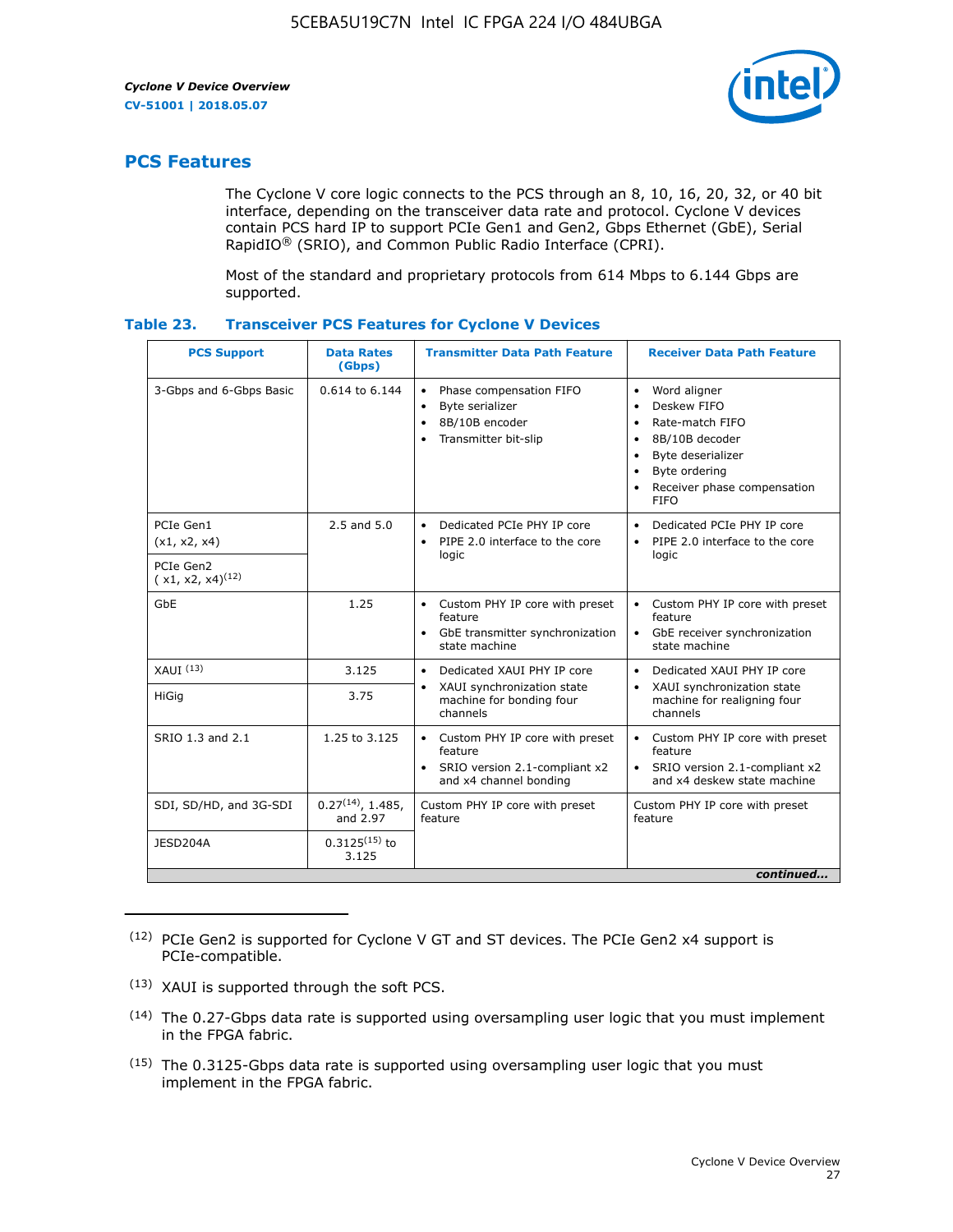## PCS Features

The Cyclone V core logic connects to the PCS through an 8, 10, 16, 20, 32, or 40 bit interface, depending on the transceiver data rate and protocol. Cyclone V devices contain PCS hard IP to support PCIe Gen1 and Gen2, Gbps Ethernet (GbE), Serial RapidIO® (SRIO), and Common Public Radio Interface (CPRI).

Most of the standard and proprietary protocols from 614 Mbps to 6.144 Gbps are supported.

**Table 23. Transceiver PCS Features for Cyclone V Devices**

| PCS Support | Data Rates (Gbps) | Transmitter Data Path Feature | Receiver Data Path Feature |
|---|---|---|---|
| 3-Gbps and 6-Gbps Basic | 0.614 to 6.144 | • Phase compensation FIFO<br>• Byte serializer<br>• 8B/10B encoder<br>• Transmitter bit-slip | • Word aligner<br>• Deskew FIFO<br>• Rate-match FIFO<br>• 8B/10B decoder<br>• Byte deserializer<br>• Byte ordering<br>• Receiver phase compensation FIFO |
| PCIe Gen1 (x1, x2, x4) | 2.5 and 5.0 | • Dedicated PCIe PHY IP core<br>• PIPE 2.0 interface to the core logic | • Dedicated PCIe PHY IP core<br>• PIPE 2.0 interface to the core logic |
| PCIe Gen2 ( x1, x2, x4)(12) | | | |
| GbE | 1.25 | • Custom PHY IP core with preset feature<br>• GbE transmitter synchronization state machine | • Custom PHY IP core with preset feature<br>• GbE receiver synchronization state machine |
| XAUI (13) | 3.125 | • Dedicated XAUI PHY IP core<br>• XAUI synchronization state machine for bonding four channels | • Dedicated XAUI PHY IP core<br>• XAUI synchronization state machine for realigning four channels |
| HiGig | 3.75 | | |
| SRIO 1.3 and 2.1 | 1.25 to 3.125 | • Custom PHY IP core with preset feature<br>• SRIO version 2.1-compliant x2 and x4 channel bonding | • Custom PHY IP core with preset feature<br>• SRIO version 2.1-compliant x2 and x4 deskew state machine |
| SDI, SD/HD, and 3G-SDI | 0.27(14), 1.485, and 2.97 | Custom PHY IP core with preset feature | Custom PHY IP core with preset feature |
| JESD204A | 0.3125(15) to 3.125 | | |

*continued...*

(12) PCIe Gen2 is supported for Cyclone V GT and ST devices. The PCIe Gen2 x4 support is PCIe-compatible.

(13) XAUI is supported through the soft PCS.

(14) The 0.27-Gbps data rate is supported using oversampling user logic that you must implement in the FPGA fabric.

(15) The 0.3125-Gbps data rate is supported using oversampling user logic that you must implement in the FPGA fabric.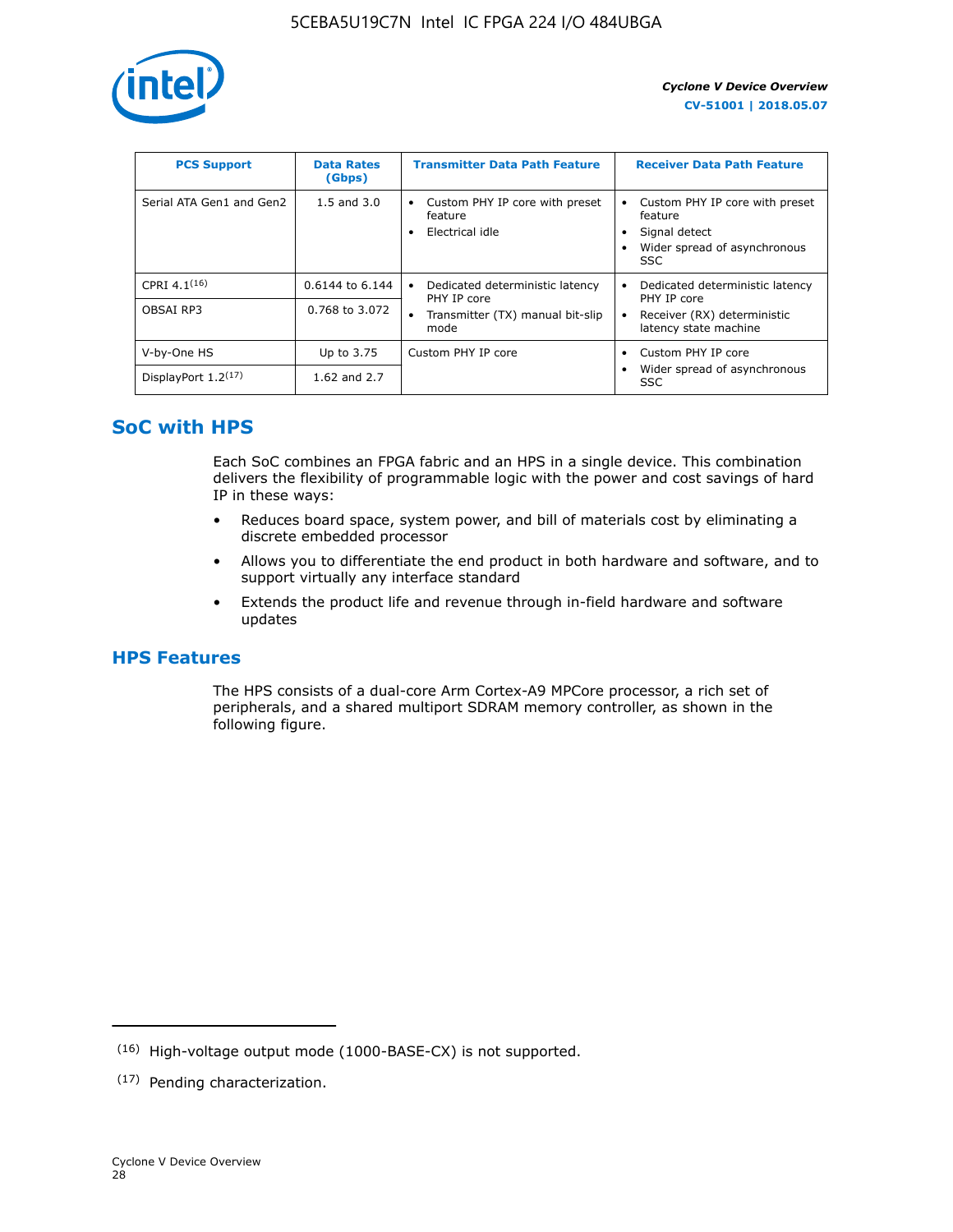| PCS Support | Data Rates (Gbps) | Transmitter Data Path Feature | Receiver Data Path Feature |
|---|---|---|---|
| Serial ATA Gen1 and Gen2 | 1.5 and 3.0 | • Custom PHY IP core with preset feature<br>• Electrical idle | • Custom PHY IP core with preset feature<br>• Signal detect<br>• Wider spread of asynchronous SSC |
| CPRI 4.1[16] | 0.6144 to 6.144 | • Dedicated deterministic latency PHY IP core<br>• Transmitter (TX) manual bit-slip mode | • Dedicated deterministic latency PHY IP core<br>• Receiver (RX) deterministic latency state machine |
| OBSAI RP3 | 0.768 to 3.072 | | |
| V-by-One HS | Up to 3.75 | Custom PHY IP core | • Custom PHY IP core<br>• Wider spread of asynchronous SSC |
| DisplayPort 1.2[17] | 1.62 and 2.7 | | |

## SoC with HPS

Each SoC combines an FPGA fabric and an HPS in a single device. This combination delivers the flexibility of programmable logic with the power and cost savings of hard IP in these ways:

- Reduces board space, system power, and bill of materials cost by eliminating a discrete embedded processor
- Allows you to differentiate the end product in both hardware and software, and to support virtually any interface standard
- Extends the product life and revenue through in-field hardware and software updates

## HPS Features

The HPS consists of a dual-core Arm Cortex-A9 MPCore processor, a rich set of peripherals, and a shared multiport SDRAM memory controller, as shown in the following figure.

---

(16) High-voltage output mode (1000-BASE-CX) is not supported.

(17) Pending characterization.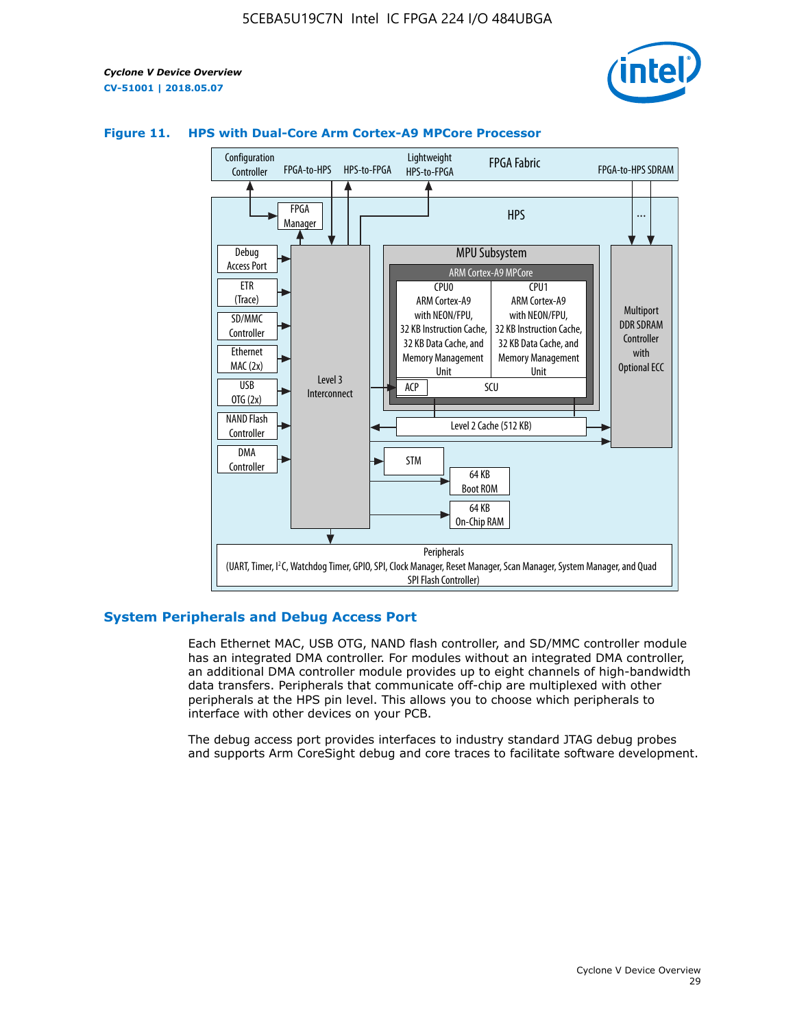**Figure 11. HPS with Dual-Core Arm Cortex-A9 MPCore Processor**

Configuration Controller | FPGA-to-HPS | HPS-to-FPGA | Lightweight HPS-to-FPGA | FPGA Fabric | FPGA-to-HPS SDRAM

HPS

FPGA Manager

Debug Access Port | ETR (Trace) | SD/MMC Controller | Ethernet MAC (2x) | USB OTG (2x) | NAND Flash Controller | DMA Controller

Level 3 Interconnect

MPU Subsystem

ARM Cortex-A9 MPCore

CPU0: ARM Cortex-A9 with NEON/FPU, 32 KB Instruction Cache, 32 KB Data Cache, and Memory Management Unit

CPU1: ARM Cortex-A9 with NEON/FPU, 32 KB Instruction Cache, 32 KB Data Cache, and Memory Management Unit

ACP | SCU

Level 2 Cache (512 KB)

Multiport DDR SDRAM Controller with Optional ECC

STM

64 KB Boot ROM

64 KB On-Chip RAM

Peripherals (UART, Timer, I²C, Watchdog Timer, GPIO, SPI, Clock Manager, Reset Manager, Scan Manager, System Manager, and Quad SPI Flash Controller)

## System Peripherals and Debug Access Port

Each Ethernet MAC, USB OTG, NAND flash controller, and SD/MMC controller module has an integrated DMA controller. For modules without an integrated DMA controller, an additional DMA controller module provides up to eight channels of high-bandwidth data transfers. Peripherals that communicate off-chip are multiplexed with other peripherals at the HPS pin level. This allows you to choose which peripherals to interface with other devices on your PCB.

The debug access port provides interfaces to industry standard JTAG debug probes and supports Arm CoreSight debug and core traces to facilitate software development.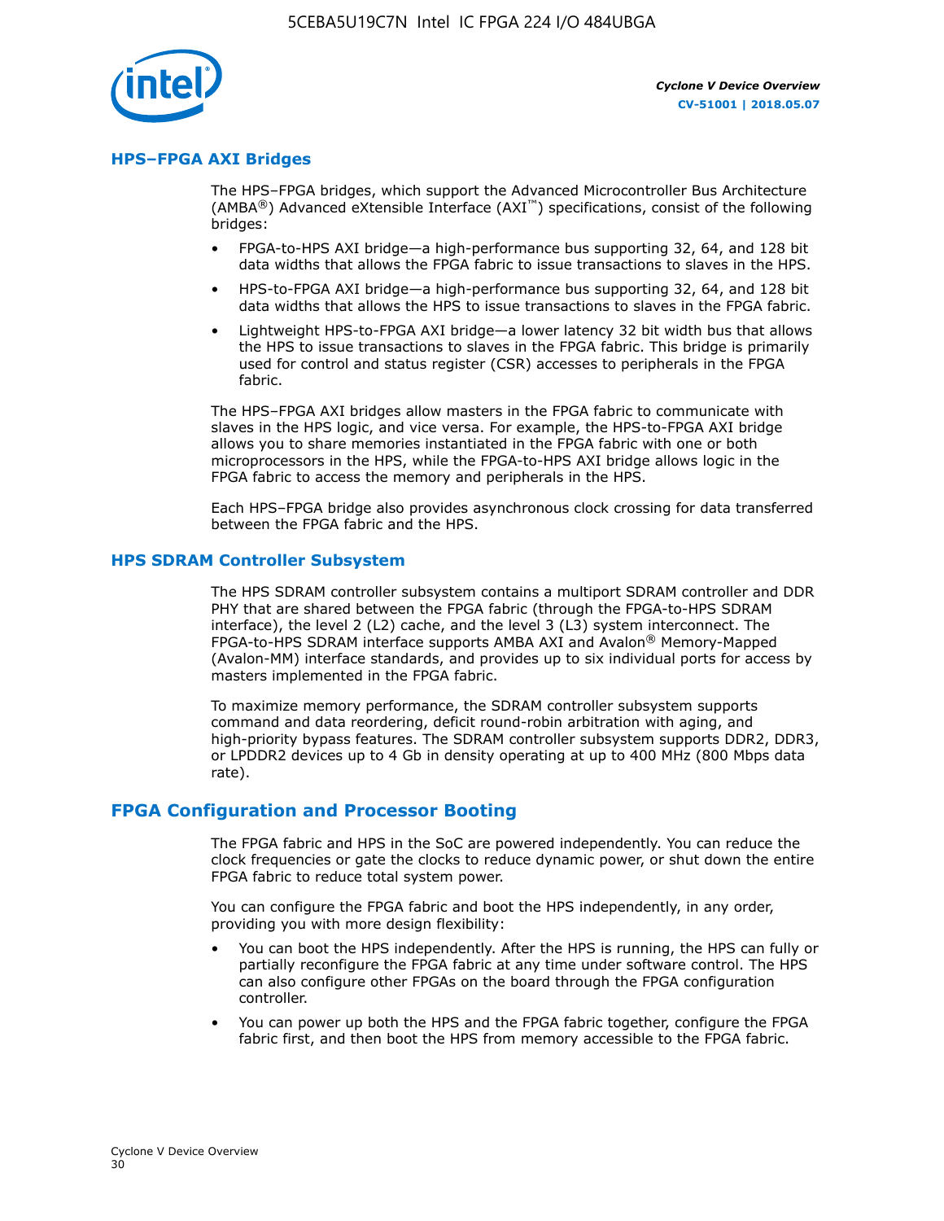## HPS–FPGA AXI Bridges

The HPS–FPGA bridges, which support the Advanced Microcontroller Bus Architecture (AMBA®) Advanced eXtensible Interface (AXI™) specifications, consist of the following bridges:

- FPGA-to-HPS AXI bridge—a high-performance bus supporting 32, 64, and 128 bit data widths that allows the FPGA fabric to issue transactions to slaves in the HPS.
- HPS-to-FPGA AXI bridge—a high-performance bus supporting 32, 64, and 128 bit data widths that allows the HPS to issue transactions to slaves in the FPGA fabric.
- Lightweight HPS-to-FPGA AXI bridge—a lower latency 32 bit width bus that allows the HPS to issue transactions to slaves in the FPGA fabric. This bridge is primarily used for control and status register (CSR) accesses to peripherals in the FPGA fabric.

The HPS–FPGA AXI bridges allow masters in the FPGA fabric to communicate with slaves in the HPS logic, and vice versa. For example, the HPS-to-FPGA AXI bridge allows you to share memories instantiated in the FPGA fabric with one or both microprocessors in the HPS, while the FPGA-to-HPS AXI bridge allows logic in the FPGA fabric to access the memory and peripherals in the HPS.

Each HPS–FPGA bridge also provides asynchronous clock crossing for data transferred between the FPGA fabric and the HPS.

## HPS SDRAM Controller Subsystem

The HPS SDRAM controller subsystem contains a multiport SDRAM controller and DDR PHY that are shared between the FPGA fabric (through the FPGA-to-HPS SDRAM interface), the level 2 (L2) cache, and the level 3 (L3) system interconnect. The FPGA-to-HPS SDRAM interface supports AMBA AXI and Avalon® Memory-Mapped (Avalon-MM) interface standards, and provides up to six individual ports for access by masters implemented in the FPGA fabric.

To maximize memory performance, the SDRAM controller subsystem supports command and data reordering, deficit round-robin arbitration with aging, and high-priority bypass features. The SDRAM controller subsystem supports DDR2, DDR3, or LPDDR2 devices up to 4 Gb in density operating at up to 400 MHz (800 Mbps data rate).

# FPGA Configuration and Processor Booting

The FPGA fabric and HPS in the SoC are powered independently. You can reduce the clock frequencies or gate the clocks to reduce dynamic power, or shut down the entire FPGA fabric to reduce total system power.

You can configure the FPGA fabric and boot the HPS independently, in any order, providing you with more design flexibility:

- You can boot the HPS independently. After the HPS is running, the HPS can fully or partially reconfigure the FPGA fabric at any time under software control. The HPS can also configure other FPGAs on the board through the FPGA configuration controller.
- You can power up both the HPS and the FPGA fabric together, configure the FPGA fabric first, and then boot the HPS from memory accessible to the FPGA fabric.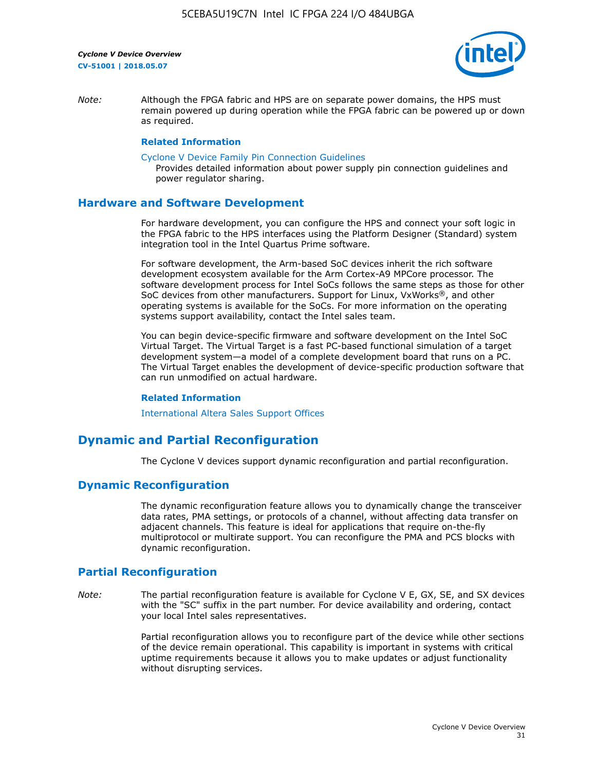*Note:* Although the FPGA fabric and HPS are on separate power domains, the HPS must remain powered up during operation while the FPGA fabric can be powered up or down as required.

**Related Information**

Cyclone V Device Family Pin Connection Guidelines
Provides detailed information about power supply pin connection guidelines and power regulator sharing.

## Hardware and Software Development

For hardware development, you can configure the HPS and connect your soft logic in the FPGA fabric to the HPS interfaces using the Platform Designer (Standard) system integration tool in the Intel Quartus Prime software.

For software development, the Arm-based SoC devices inherit the rich software development ecosystem available for the Arm Cortex-A9 MPCore processor. The software development process for Intel SoCs follows the same steps as those for other SoC devices from other manufacturers. Support for Linux, VxWorks®, and other operating systems is available for the SoCs. For more information on the operating systems support availability, contact the Intel sales team.

You can begin device-specific firmware and software development on the Intel SoC Virtual Target. The Virtual Target is a fast PC-based functional simulation of a target development system—a model of a complete development board that runs on a PC. The Virtual Target enables the development of device-specific production software that can run unmodified on actual hardware.

**Related Information**

International Altera Sales Support Offices

# Dynamic and Partial Reconfiguration

The Cyclone V devices support dynamic reconfiguration and partial reconfiguration.

## Dynamic Reconfiguration

The dynamic reconfiguration feature allows you to dynamically change the transceiver data rates, PMA settings, or protocols of a channel, without affecting data transfer on adjacent channels. This feature is ideal for applications that require on-the-fly multiprotocol or multirate support. You can reconfigure the PMA and PCS blocks with dynamic reconfiguration.

## Partial Reconfiguration

*Note:* The partial reconfiguration feature is available for Cyclone V E, GX, SE, and SX devices with the "SC" suffix in the part number. For device availability and ordering, contact your local Intel sales representatives.

Partial reconfiguration allows you to reconfigure part of the device while other sections of the device remain operational. This capability is important in systems with critical uptime requirements because it allows you to make updates or adjust functionality without disrupting services.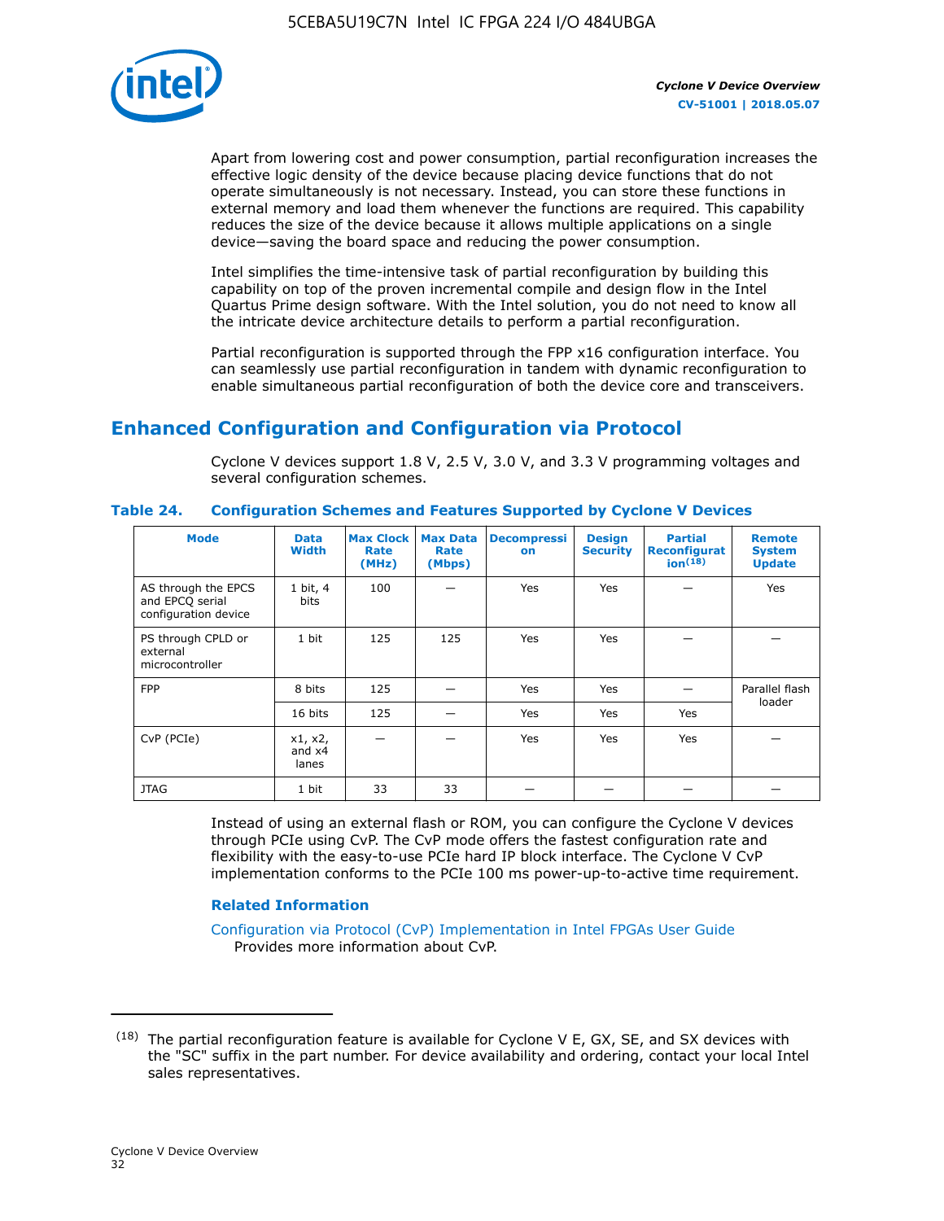Apart from lowering cost and power consumption, partial reconfiguration increases the effective logic density of the device because placing device functions that do not operate simultaneously is not necessary. Instead, you can store these functions in external memory and load them whenever the functions are required. This capability reduces the size of the device because it allows multiple applications on a single device—saving the board space and reducing the power consumption.

Intel simplifies the time-intensive task of partial reconfiguration by building this capability on top of the proven incremental compile and design flow in the Intel Quartus Prime design software. With the Intel solution, you do not need to know all the intricate device architecture details to perform a partial reconfiguration.

Partial reconfiguration is supported through the FPP x16 configuration interface. You can seamlessly use partial reconfiguration in tandem with dynamic reconfiguration to enable simultaneous partial reconfiguration of both the device core and transceivers.

## Enhanced Configuration and Configuration via Protocol

Cyclone V devices support 1.8 V, 2.5 V, 3.0 V, and 3.3 V programming voltages and several configuration schemes.

**Table 24. Configuration Schemes and Features Supported by Cyclone V Devices**

| Mode | Data Width | Max Clock Rate (MHz) | Max Data Rate (Mbps) | Decompression | Design Security | Partial Reconfiguration[18] | Remote System Update |
|---|---|---|---|---|---|---|---|
| AS through the EPCS and EPCQ serial configuration device | 1 bit, 4 bits | 100 | — | Yes | Yes | — | Yes |
| PS through CPLD or external microcontroller | 1 bit | 125 | 125 | Yes | Yes | — | — |
| FPP | 8 bits | 125 | — | Yes | Yes | — | Parallel flash loader |
| | 16 bits | 125 | — | Yes | Yes | Yes | |
| CvP (PCIe) | x1, x2, and x4 lanes | — | — | Yes | Yes | Yes | — |
| JTAG | 1 bit | 33 | 33 | — | — | — | — |

Instead of using an external flash or ROM, you can configure the Cyclone V devices through PCIe using CvP. The CvP mode offers the fastest configuration rate and flexibility with the easy-to-use PCIe hard IP block interface. The Cyclone V CvP implementation conforms to the PCIe 100 ms power-up-to-active time requirement.

**Related Information**

Configuration via Protocol (CvP) Implementation in Intel FPGAs User Guide
Provides more information about CvP.

---

(18) The partial reconfiguration feature is available for Cyclone V E, GX, SE, and SX devices with the "SC" suffix in the part number. For device availability and ordering, contact your local Intel sales representatives.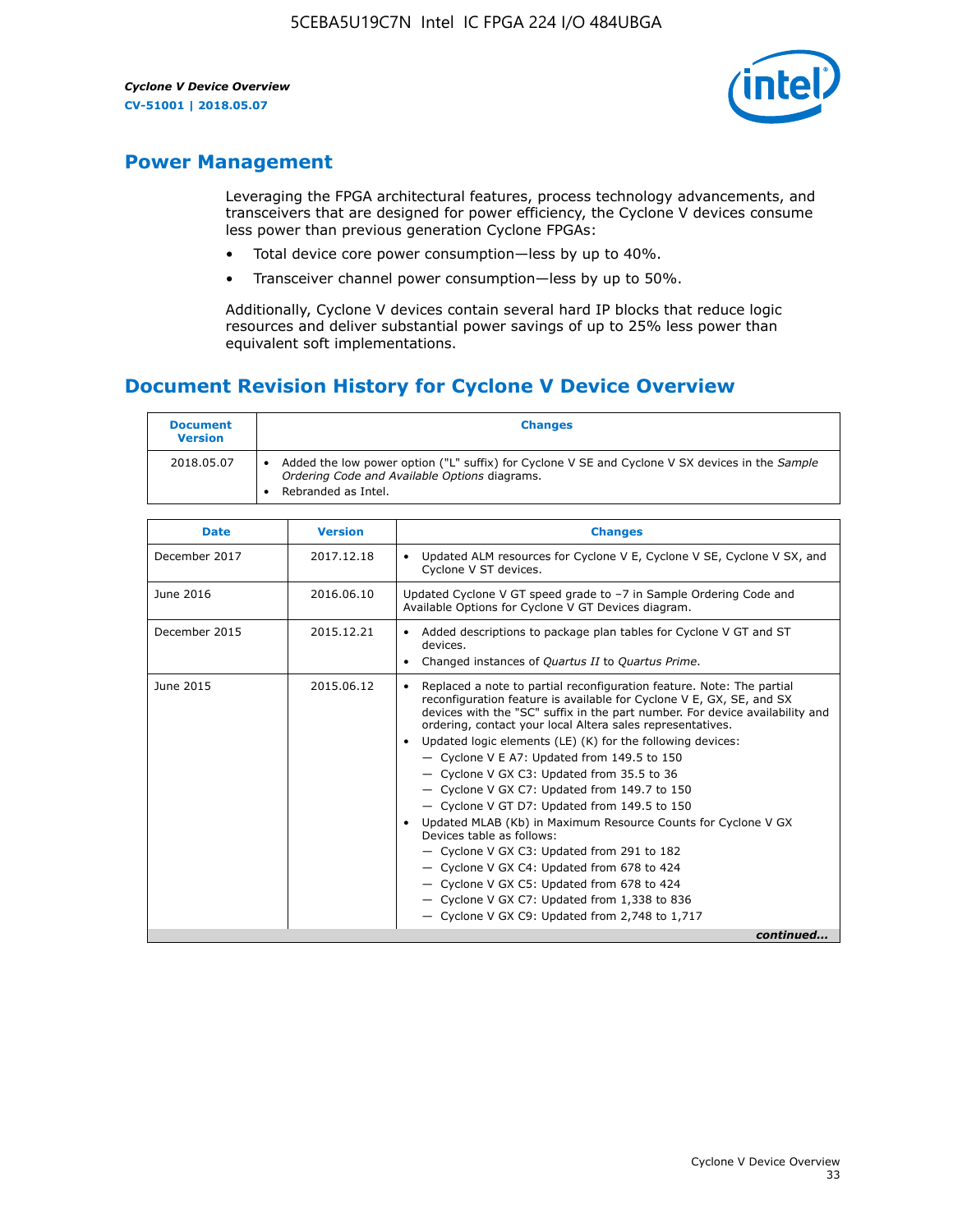## Power Management

Leveraging the FPGA architectural features, process technology advancements, and transceivers that are designed for power efficiency, the Cyclone V devices consume less power than previous generation Cyclone FPGAs:

- Total device core power consumption—less by up to 40%.
- Transceiver channel power consumption—less by up to 50%.

Additionally, Cyclone V devices contain several hard IP blocks that reduce logic resources and deliver substantial power savings of up to 25% less power than equivalent soft implementations.

## Document Revision History for Cyclone V Device Overview

| Document Version | Changes |
|---|---|
| 2018.05.07 | • Added the low power option ("L" suffix) for Cyclone V SE and Cyclone V SX devices in the *Sample Ordering Code and Available Options* diagrams.<br>• Rebranded as Intel. |

| Date | Version | Changes |
|---|---|---|
| December 2017 | 2017.12.18 | • Updated ALM resources for Cyclone V E, Cyclone V SE, Cyclone V SX, and Cyclone V ST devices. |
| June 2016 | 2016.06.10 | Updated Cyclone V GT speed grade to –7 in Sample Ordering Code and Available Options for Cyclone V GT Devices diagram. |
| December 2015 | 2015.12.21 | • Added descriptions to package plan tables for Cyclone V GT and ST devices.<br>• Changed instances of *Quartus II* to *Quartus Prime*. |
| June 2015 | 2015.06.12 | • Replaced a note to partial reconfiguration feature. Note: The partial reconfiguration feature is available for Cyclone V E, GX, SE, and SX devices with the "SC" suffix in the part number. For device availability and ordering, contact your local Altera sales representatives.<br>• Updated logic elements (LE) (K) for the following devices:<br>— Cyclone V E A7: Updated from 149.5 to 150<br>— Cyclone V GX C3: Updated from 35.5 to 36<br>— Cyclone V GX C7: Updated from 149.7 to 150<br>— Cyclone V GT D7: Updated from 149.5 to 150<br>• Updated MLAB (Kb) in Maximum Resource Counts for Cyclone V GX Devices table as follows:<br>— Cyclone V GX C3: Updated from 291 to 182<br>— Cyclone V GX C4: Updated from 678 to 424<br>— Cyclone V GX C5: Updated from 678 to 424<br>— Cyclone V GX C7: Updated from 1,338 to 836<br>— Cyclone V GX C9: Updated from 2,748 to 1,717 |

*continued...*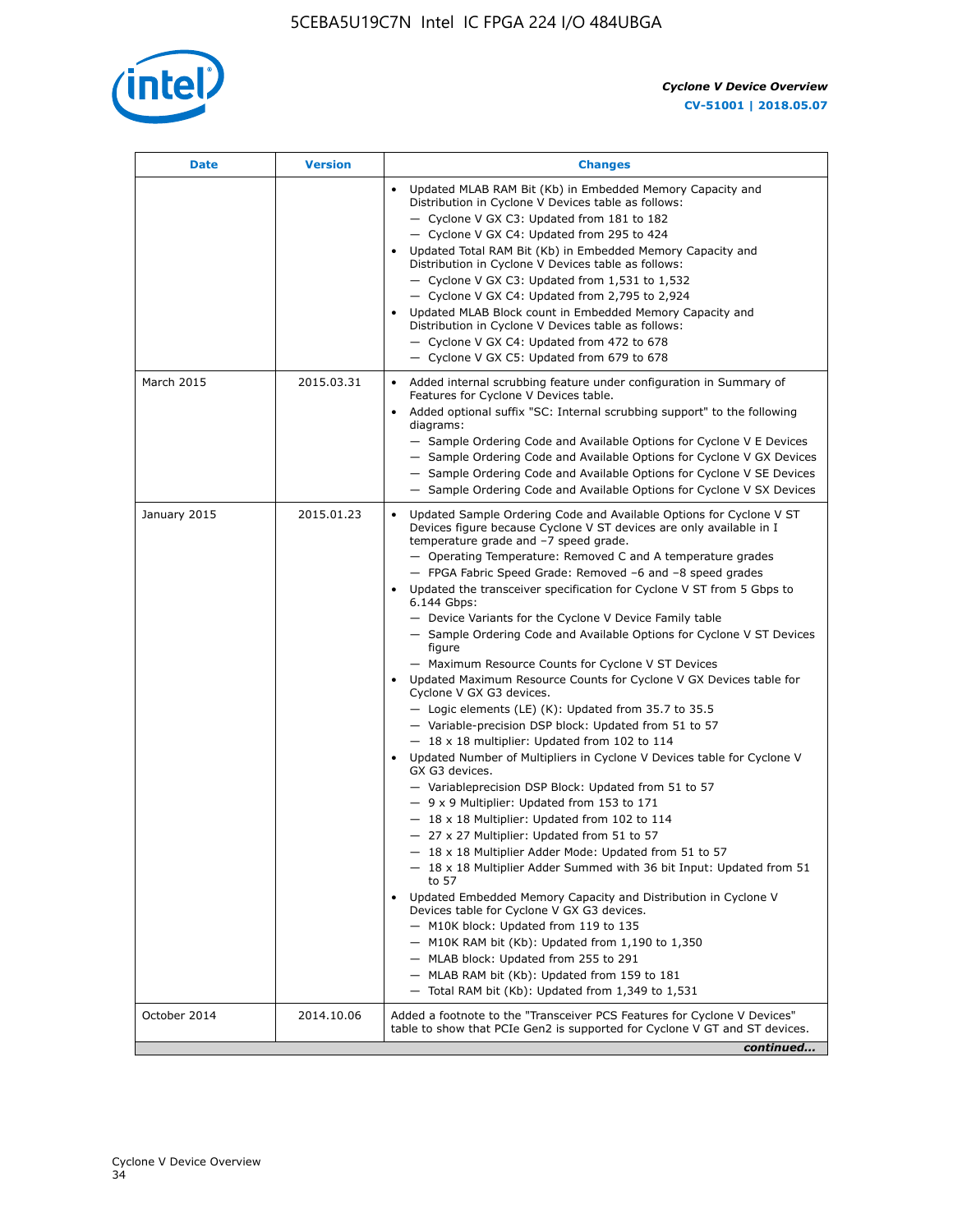| Date | Version | Changes |
|---|---|---|
| | | • Updated MLAB RAM Bit (Kb) in Embedded Memory Capacity and Distribution in Cyclone V Devices table as follows:<br>— Cyclone V GX C3: Updated from 181 to 182<br>— Cyclone V GX C4: Updated from 295 to 424<br>• Updated Total RAM Bit (Kb) in Embedded Memory Capacity and Distribution in Cyclone V Devices table as follows:<br>— Cyclone V GX C3: Updated from 1,531 to 1,532<br>— Cyclone V GX C4: Updated from 2,795 to 2,924<br>• Updated MLAB Block count in Embedded Memory Capacity and Distribution in Cyclone V Devices table as follows:<br>— Cyclone V GX C4: Updated from 472 to 678<br>— Cyclone V GX C5: Updated from 679 to 678 |
| March 2015 | 2015.03.31 | • Added internal scrubbing feature under configuration in Summary of Features for Cyclone V Devices table.<br>• Added optional suffix "SC: Internal scrubbing support" to the following diagrams:<br>— Sample Ordering Code and Available Options for Cyclone V E Devices<br>— Sample Ordering Code and Available Options for Cyclone V GX Devices<br>— Sample Ordering Code and Available Options for Cyclone V SE Devices<br>— Sample Ordering Code and Available Options for Cyclone V SX Devices |
| January 2015 | 2015.01.23 | • Updated Sample Ordering Code and Available Options for Cyclone V ST Devices figure because Cyclone V ST devices are only available in I temperature grade and −7 speed grade.<br>— Operating Temperature: Removed C and A temperature grades<br>— FPGA Fabric Speed Grade: Removed −6 and −8 speed grades<br>• Updated the transceiver specification for Cyclone V ST from 5 Gbps to 6.144 Gbps:<br>— Device Variants for the Cyclone V Device Family table<br>— Sample Ordering Code and Available Options for Cyclone V ST Devices figure<br>— Maximum Resource Counts for Cyclone V ST Devices<br>• Updated Maximum Resource Counts for Cyclone V GX Devices table for Cyclone V GX G3 devices.<br>— Logic elements (LE) (K): Updated from 35.7 to 35.5<br>— Variable-precision DSP block: Updated from 51 to 57<br>— 18 x 18 multiplier: Updated from 102 to 114<br>• Updated Number of Multipliers in Cyclone V Devices table for Cyclone V GX G3 devices.<br>— Variableprecision DSP Block: Updated from 51 to 57<br>— 9 x 9 Multiplier: Updated from 153 to 171<br>— 18 x 18 Multiplier: Updated from 102 to 114<br>— 27 x 27 Multiplier: Updated from 51 to 57<br>— 18 x 18 Multiplier Adder Mode: Updated from 51 to 57<br>— 18 x 18 Multiplier Adder Summed with 36 bit Input: Updated from 51 to 57<br>• Updated Embedded Memory Capacity and Distribution in Cyclone V Devices table for Cyclone V GX G3 devices.<br>— M10K block: Updated from 119 to 135<br>— M10K RAM bit (Kb): Updated from 1,190 to 1,350<br>— MLAB block: Updated from 255 to 291<br>— MLAB RAM bit (Kb): Updated from 159 to 181<br>— Total RAM bit (Kb): Updated from 1,349 to 1,531 |
| October 2014 | 2014.10.06 | Added a footnote to the "Transceiver PCS Features for Cyclone V Devices" table to show that PCIe Gen2 is supported for Cyclone V GT and ST devices. |

*continued...*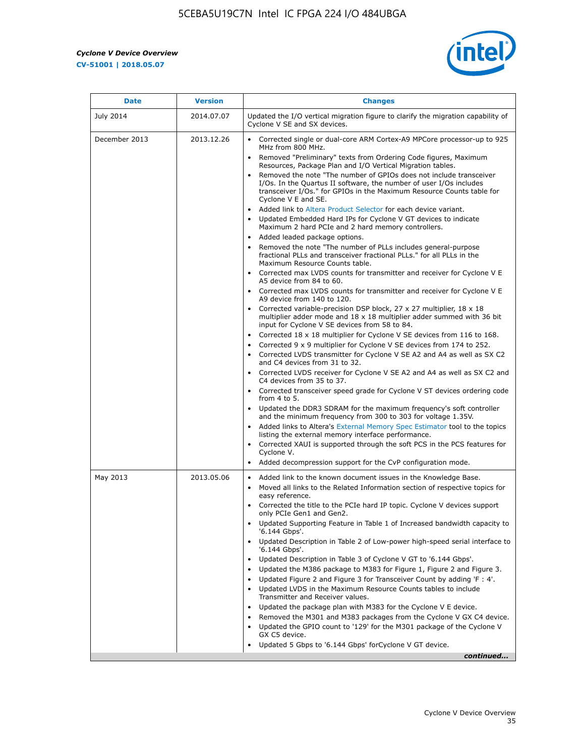| Date | Version | Changes |
| --- | --- | --- |
| July 2014 | 2014.07.07 | Updated the I/O vertical migration figure to clarify the migration capability of Cyclone V SE and SX devices. |
| December 2013 | 2013.12.26 | • Corrected single or dual-core ARM Cortex-A9 MPCore processor-up to 925 MHz from 800 MHz.<br>• Removed "Preliminary" texts from Ordering Code figures, Maximum Resources, Package Plan and I/O Vertical Migration tables.<br>• Removed the note "The number of GPIOs does not include transceiver I/Os. In the Quartus II software, the number of user I/Os includes transceiver I/Os." for GPIOs in the Maximum Resource Counts table for Cyclone V E and SE.<br>• Added link to Altera Product Selector for each device variant.<br>• Updated Embedded Hard IPs for Cyclone V GT devices to indicate Maximum 2 hard PCIe and 2 hard memory controllers.<br>• Added leaded package options.<br>• Removed the note "The number of PLLs includes general-purpose fractional PLLs and transceiver fractional PLLs." for all PLLs in the Maximum Resource Counts table.<br>• Corrected max LVDS counts for transmitter and receiver for Cyclone V E A5 device from 84 to 60.<br>• Corrected max LVDS counts for transmitter and receiver for Cyclone V E A9 device from 140 to 120.<br>• Corrected variable-precision DSP block, 27 x 27 multiplier, 18 x 18 multiplier adder mode and 18 x 18 multiplier adder summed with 36 bit input for Cyclone V SE devices from 58 to 84.<br>• Corrected 18 x 18 multiplier for Cyclone V SE devices from 116 to 168.<br>• Corrected 9 x 9 multiplier for Cyclone V SE devices from 174 to 252.<br>• Corrected LVDS transmitter for Cyclone V SE A2 and A4 as well as SX C2 and C4 devices from 31 to 32.<br>• Corrected LVDS receiver for Cyclone V SE A2 and A4 as well as SX C2 and C4 devices from 35 to 37.<br>• Corrected transceiver speed grade for Cyclone V ST devices ordering code from 4 to 5.<br>• Updated the DDR3 SDRAM for the maximum frequency's soft controller and the minimum frequency from 300 to 303 for voltage 1.35V.<br>• Added links to Altera's External Memory Spec Estimator tool to the topics listing the external memory interface performance.<br>• Corrected XAUI is supported through the soft PCS in the PCS features for Cyclone V.<br>• Added decompression support for the CvP configuration mode. |
| May 2013 | 2013.05.06 | • Added link to the known document issues in the Knowledge Base.<br>• Moved all links to the Related Information section of respective topics for easy reference.<br>• Corrected the title to the PCIe hard IP topic. Cyclone V devices support only PCIe Gen1 and Gen2.<br>• Updated Supporting Feature in Table 1 of Increased bandwidth capacity to '6.144 Gbps'.<br>• Updated Description in Table 2 of Low-power high-speed serial interface to '6.144 Gbps'.<br>• Updated Description in Table 3 of Cyclone V GT to '6.144 Gbps'.<br>• Updated the M386 package to M383 for Figure 1, Figure 2 and Figure 3.<br>• Updated Figure 2 and Figure 3 for Transceiver Count by adding 'F : 4'.<br>• Updated LVDS in the Maximum Resource Counts tables to include Transmitter and Receiver values.<br>• Updated the package plan with M383 for the Cyclone V E device.<br>• Removed the M301 and M383 packages from the Cyclone V GX C4 device.<br>• Updated the GPIO count to '129' for the M301 package of the Cyclone V GX C5 device.<br>• Updated 5 Gbps to '6.144 Gbps' forCyclone V GT device. |

*continued...*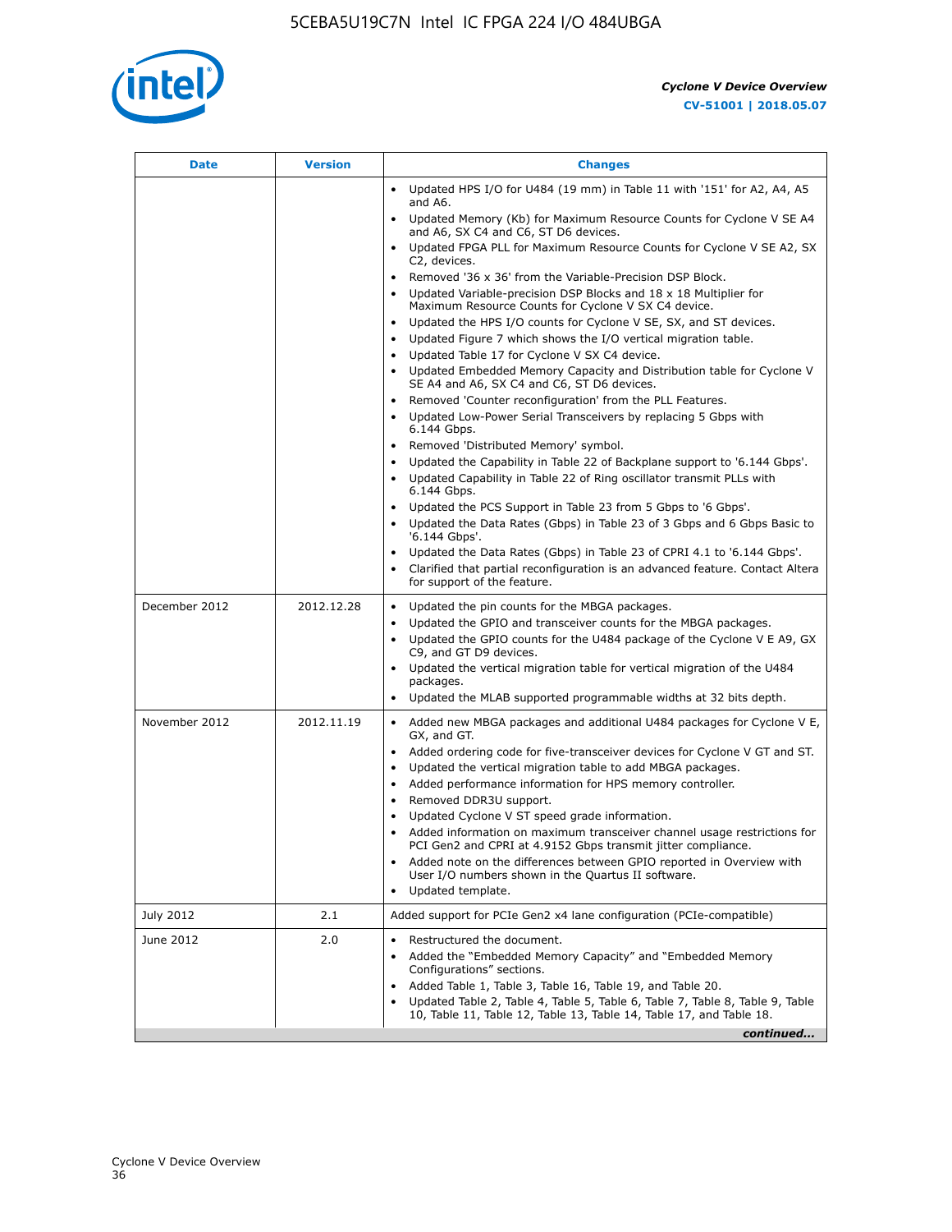| Date | Version | Changes |
| --- | --- | --- |
| | | • Updated HPS I/O for U484 (19 mm) in Table 11 with '151' for A2, A4, A5 and A6.<br>• Updated Memory (Kb) for Maximum Resource Counts for Cyclone V SE A4 and A6, SX C4 and C6, ST D6 devices.<br>• Updated FPGA PLL for Maximum Resource Counts for Cyclone V SE A2, SX C2, devices.<br>• Removed '36 x 36' from the Variable-Precision DSP Block.<br>• Updated Variable-precision DSP Blocks and 18 x 18 Multiplier for Maximum Resource Counts for Cyclone V SX C4 device.<br>• Updated the HPS I/O counts for Cyclone V SE, SX, and ST devices.<br>• Updated Figure 7 which shows the I/O vertical migration table.<br>• Updated Table 17 for Cyclone V SX C4 device.<br>• Updated Embedded Memory Capacity and Distribution table for Cyclone V SE A4 and A6, SX C4 and C6, ST D6 devices.<br>• Removed 'Counter reconfiguration' from the PLL Features.<br>• Updated Low-Power Serial Transceivers by replacing 5 Gbps with 6.144 Gbps.<br>• Removed 'Distributed Memory' symbol.<br>• Updated the Capability in Table 22 of Backplane support to '6.144 Gbps'.<br>• Updated Capability in Table 22 of Ring oscillator transmit PLLs with 6.144 Gbps.<br>• Updated the PCS Support in Table 23 from 5 Gbps to '6 Gbps'.<br>• Updated the Data Rates (Gbps) in Table 23 of 3 Gbps and 6 Gbps Basic to '6.144 Gbps'.<br>• Updated the Data Rates (Gbps) in Table 23 of CPRI 4.1 to '6.144 Gbps'.<br>• Clarified that partial reconfiguration is an advanced feature. Contact Altera for support of the feature. |
| December 2012 | 2012.12.28 | • Updated the pin counts for the MBGA packages.<br>• Updated the GPIO and transceiver counts for the MBGA packages.<br>• Updated the GPIO counts for the U484 package of the Cyclone V E A9, GX C9, and GT D9 devices.<br>• Updated the vertical migration table for vertical migration of the U484 packages.<br>• Updated the MLAB supported programmable widths at 32 bits depth. |
| November 2012 | 2012.11.19 | • Added new MBGA packages and additional U484 packages for Cyclone V E, GX, and GT.<br>• Added ordering code for five-transceiver devices for Cyclone V GT and ST.<br>• Updated the vertical migration table to add MBGA packages.<br>• Added performance information for HPS memory controller.<br>• Removed DDR3U support.<br>• Updated Cyclone V ST speed grade information.<br>• Added information on maximum transceiver channel usage restrictions for PCI Gen2 and CPRI at 4.9152 Gbps transmit jitter compliance.<br>• Added note on the differences between GPIO reported in Overview with User I/O numbers shown in the Quartus II software.<br>• Updated template. |
| July 2012 | 2.1 | Added support for PCIe Gen2 x4 lane configuration (PCIe-compatible) |
| June 2012 | 2.0 | • Restructured the document.<br>• Added the “Embedded Memory Capacity” and “Embedded Memory Configurations” sections.<br>• Added Table 1, Table 3, Table 16, Table 19, and Table 20.<br>• Updated Table 2, Table 4, Table 5, Table 6, Table 7, Table 8, Table 9, Table 10, Table 11, Table 12, Table 13, Table 14, Table 17, and Table 18. |

*continued...*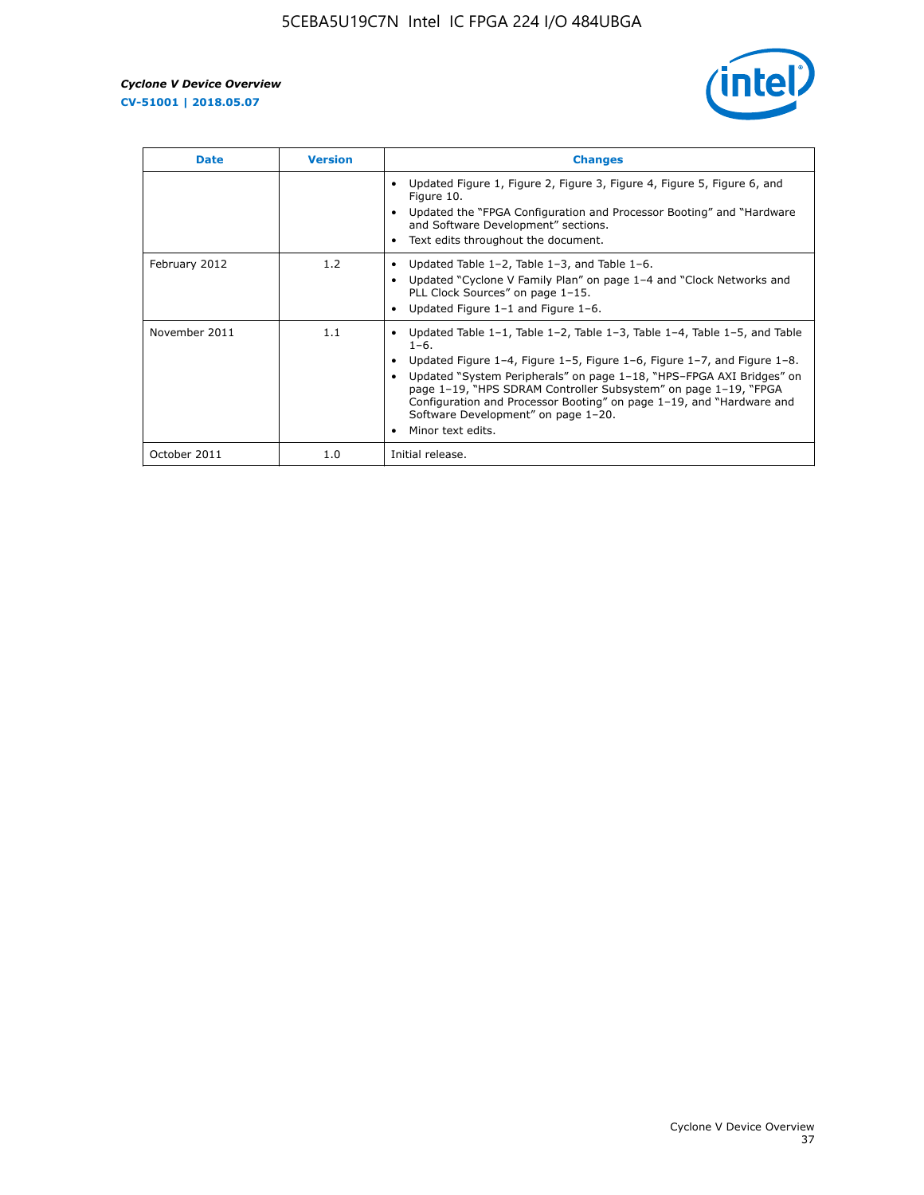| Date | Version | Changes |
|---|---|---|
| | | • Updated Figure 1, Figure 2, Figure 3, Figure 4, Figure 5, Figure 6, and Figure 10.<br>• Updated the "FPGA Configuration and Processor Booting" and "Hardware and Software Development" sections.<br>• Text edits throughout the document. |
| February 2012 | 1.2 | • Updated Table 1–2, Table 1–3, and Table 1–6.<br>• Updated "Cyclone V Family Plan" on page 1–4 and "Clock Networks and PLL Clock Sources" on page 1–15.<br>• Updated Figure 1–1 and Figure 1–6. |
| November 2011 | 1.1 | • Updated Table 1–1, Table 1–2, Table 1–3, Table 1–4, Table 1–5, and Table 1–6.<br>• Updated Figure 1–4, Figure 1–5, Figure 1–6, Figure 1–7, and Figure 1–8.<br>• Updated "System Peripherals" on page 1–18, "HPS–FPGA AXI Bridges" on page 1–19, "HPS SDRAM Controller Subsystem" on page 1–19, "FPGA Configuration and Processor Booting" on page 1–19, and "Hardware and Software Development" on page 1–20.<br>• Minor text edits. |
| October 2011 | 1.0 | Initial release. |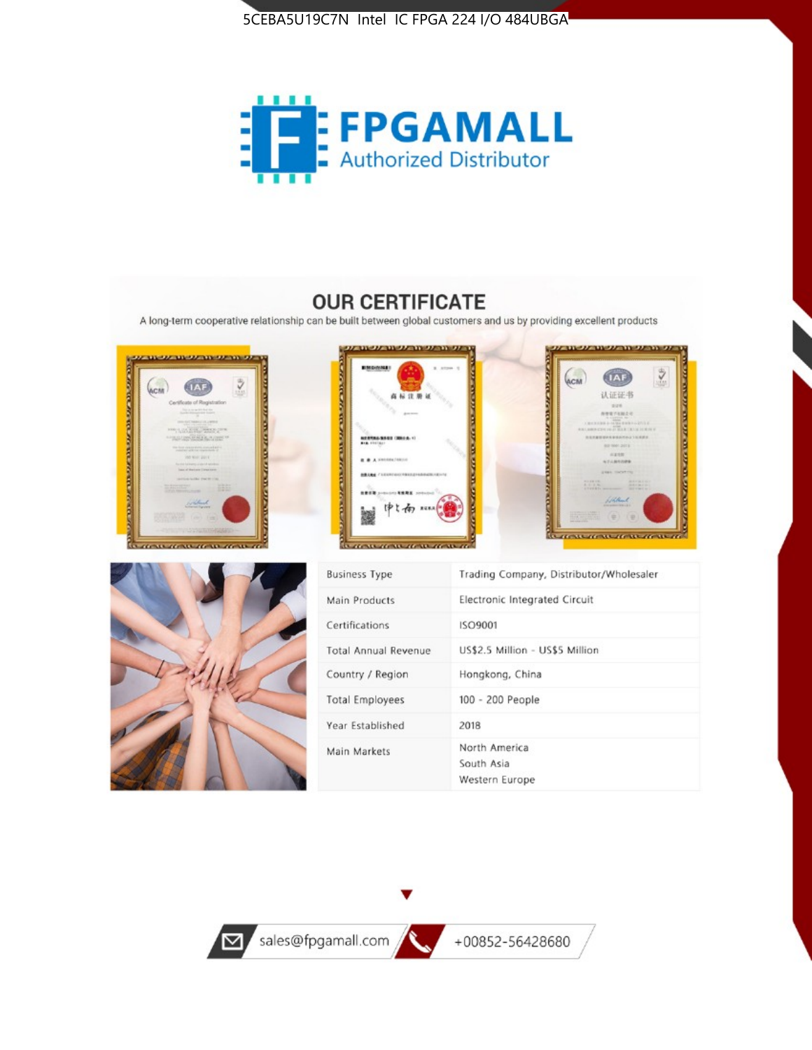# FPGAMALL

Authorized Distributor

## OUR CERTIFICATE

A long-term cooperative relationship can be built between global customers and us by providing excellent products

| | |
|---|---|
| Business Type | Trading Company, Distributor/Wholesaler |
| Main Products | Electronic Integrated Circuit |
| Certifications | ISO9001 |
| Total Annual Revenue | US$2.5 Million - US$5 Million |
| Country / Region | Hongkong, China |
| Total Employees | 100 - 200 People |
| Year Established | 2018 |
| Main Markets | North America<br>South Asia<br>Western Europe |

sales@fpgamall.com

+00852-56428680